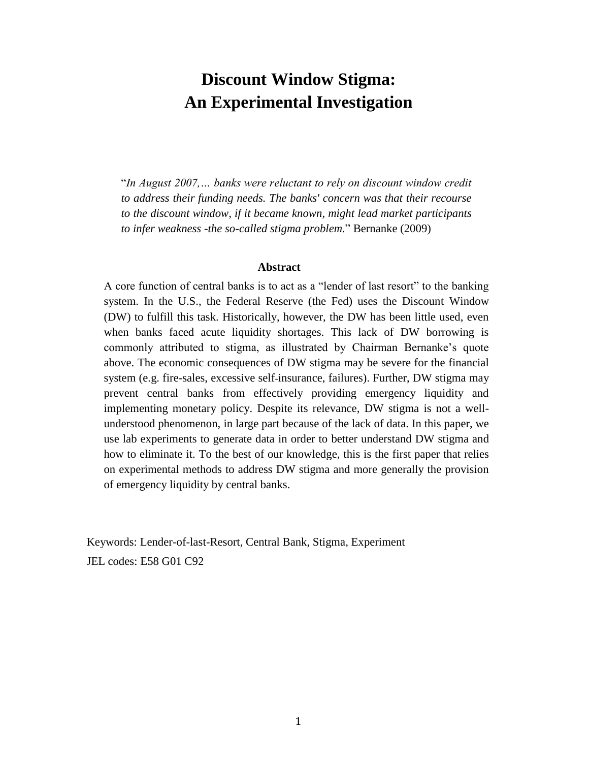# Discount Window Stigma: An Experimental Investigation

"*In August 2007,… banks were reluctant to rely on discount window credit to address their funding needs. The banks' concern was that their recourse to the discount window, if it became known, might lead market participants to infer weakness -the so-called stigma problem.*" Bernanke (2009)

**Abstract**

A core function of central banks is to act as a "lender of last resort" to the banking system. In the U.S., the Federal Reserve (the Fed) uses the Discount Window (DW) to fulfill this task. Historically, however, the DW has been little used, even when banks faced acute liquidity shortages. This lack of DW borrowing is commonly attributed to stigma, as illustrated by Chairman Bernanke's quote above. The economic consequences of DW stigma may be severe for the financial system (e.g. fire-sales, excessive self-insurance, failures). Further, DW stigma may prevent central banks from effectively providing emergency liquidity and implementing monetary policy. Despite its relevance, DW stigma is not a well-understood phenomenon, in large part because of the lack of data. In this paper, we use lab experiments to generate data in order to better understand DW stigma and how to eliminate it. To the best of our knowledge, this is the first paper that relies on experimental methods to address DW stigma and more generally the provision of emergency liquidity by central banks.

Keywords: Lender-of-last-Resort, Central Bank, Stigma, Experiment

JEL codes: E58 G01 C92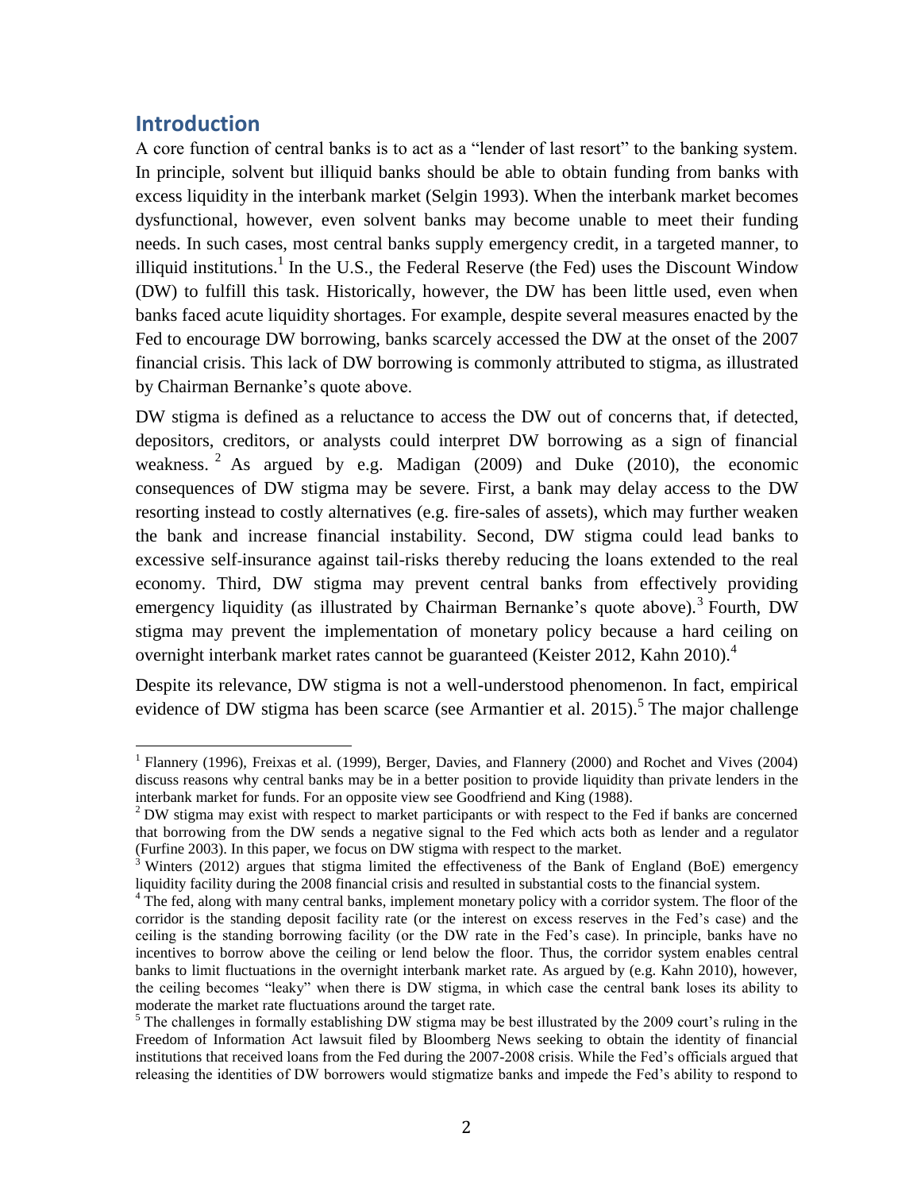## Introduction

A core function of central banks is to act as a "lender of last resort" to the banking system. In principle, solvent but illiquid banks should be able to obtain funding from banks with excess liquidity in the interbank market (Selgin 1993). When the interbank market becomes dysfunctional, however, even solvent banks may become unable to meet their funding needs. In such cases, most central banks supply emergency credit, in a targeted manner, to illiquid institutions.[1] In the U.S., the Federal Reserve (the Fed) uses the Discount Window (DW) to fulfill this task. Historically, however, the DW has been little used, even when banks faced acute liquidity shortages. For example, despite several measures enacted by the Fed to encourage DW borrowing, banks scarcely accessed the DW at the onset of the 2007 financial crisis. This lack of DW borrowing is commonly attributed to stigma, as illustrated by Chairman Bernanke's quote above.

DW stigma is defined as a reluctance to access the DW out of concerns that, if detected, depositors, creditors, or analysts could interpret DW borrowing as a sign of financial weakness.[2] As argued by e.g. Madigan (2009) and Duke (2010), the economic consequences of DW stigma may be severe. First, a bank may delay access to the DW resorting instead to costly alternatives (e.g. fire-sales of assets), which may further weaken the bank and increase financial instability. Second, DW stigma could lead banks to excessive self-insurance against tail-risks thereby reducing the loans extended to the real economy. Third, DW stigma may prevent central banks from effectively providing emergency liquidity (as illustrated by Chairman Bernanke's quote above).[3] Fourth, DW stigma may prevent the implementation of monetary policy because a hard ceiling on overnight interbank market rates cannot be guaranteed (Keister 2012, Kahn 2010).[4]

Despite its relevance, DW stigma is not a well-understood phenomenon. In fact, empirical evidence of DW stigma has been scarce (see Armantier et al. 2015).[5] The major challenge

[1] Flannery (1996), Freixas et al. (1999), Berger, Davies, and Flannery (2000) and Rochet and Vives (2004) discuss reasons why central banks may be in a better position to provide liquidity than private lenders in the interbank market for funds. For an opposite view see Goodfriend and King (1988).

[2] DW stigma may exist with respect to market participants or with respect to the Fed if banks are concerned that borrowing from the DW sends a negative signal to the Fed which acts both as lender and a regulator (Furfine 2003). In this paper, we focus on DW stigma with respect to the market.

[3] Winters (2012) argues that stigma limited the effectiveness of the Bank of England (BoE) emergency liquidity facility during the 2008 financial crisis and resulted in substantial costs to the financial system.

[4] The fed, along with many central banks, implement monetary policy with a corridor system. The floor of the corridor is the standing deposit facility rate (or the interest on excess reserves in the Fed's case) and the ceiling is the standing borrowing facility (or the DW rate in the Fed's case). In principle, banks have no incentives to borrow above the ceiling or lend below the floor. Thus, the corridor system enables central banks to limit fluctuations in the overnight interbank market rate. As argued by (e.g. Kahn 2010), however, the ceiling becomes "leaky" when there is DW stigma, in which case the central bank loses its ability to moderate the market rate fluctuations around the target rate.

[5] The challenges in formally establishing DW stigma may be best illustrated by the 2009 court's ruling in the Freedom of Information Act lawsuit filed by Bloomberg News seeking to obtain the identity of financial institutions that received loans from the Fed during the 2007-2008 crisis. While the Fed's officials argued that releasing the identities of DW borrowers would stigmatize banks and impede the Fed's ability to respond to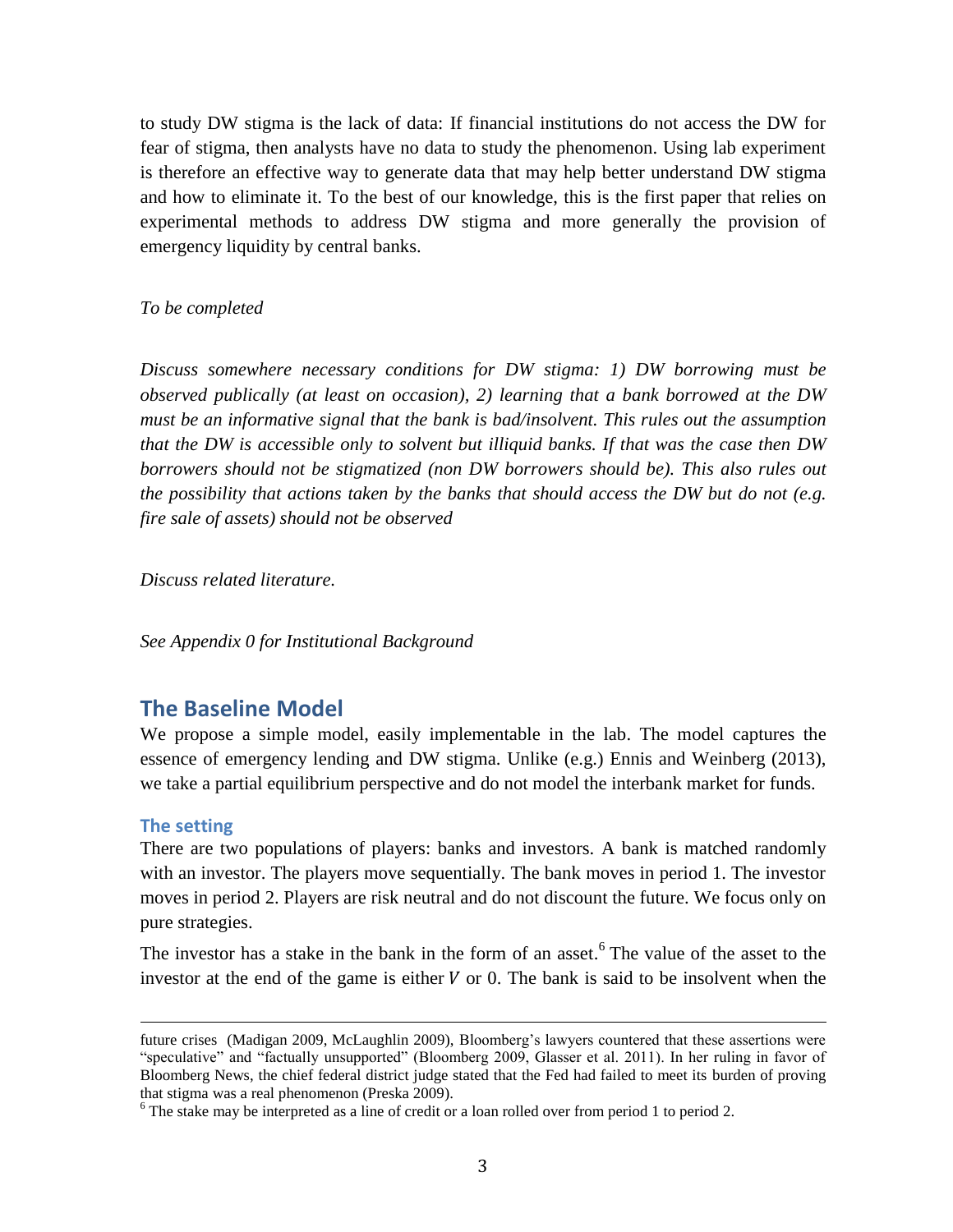to study DW stigma is the lack of data: If financial institutions do not access the DW for fear of stigma, then analysts have no data to study the phenomenon. Using lab experiment is therefore an effective way to generate data that may help better understand DW stigma and how to eliminate it. To the best of our knowledge, this is the first paper that relies on experimental methods to address DW stigma and more generally the provision of emergency liquidity by central banks.

*To be completed*

*Discuss somewhere necessary conditions for DW stigma: 1) DW borrowing must be observed publically (at least on occasion), 2) learning that a bank borrowed at the DW must be an informative signal that the bank is bad/insolvent. This rules out the assumption that the DW is accessible only to solvent but illiquid banks. If that was the case then DW borrowers should not be stigmatized (non DW borrowers should be). This also rules out the possibility that actions taken by the banks that should access the DW but do not (e.g. fire sale of assets) should not be observed*

*Discuss related literature.*

*See Appendix 0 for Institutional Background*

## The Baseline Model

We propose a simple model, easily implementable in the lab. The model captures the essence of emergency lending and DW stigma. Unlike (e.g.) Ennis and Weinberg (2013), we take a partial equilibrium perspective and do not model the interbank market for funds.

### The setting

There are two populations of players: banks and investors. A bank is matched randomly with an investor. The players move sequentially. The bank moves in period 1. The investor moves in period 2. Players are risk neutral and do not discount the future. We focus only on pure strategies.

The investor has a stake in the bank in the form of an asset.[6] The value of the asset to the investor at the end of the game is either $V$ or 0. The bank is said to be insolvent when the

---

future crises (Madigan 2009, McLaughlin 2009), Bloomberg's lawyers countered that these assertions were "speculative" and "factually unsupported" (Bloomberg 2009, Glasser et al. 2011). In her ruling in favor of Bloomberg News, the chief federal district judge stated that the Fed had failed to meet its burden of proving that stigma was a real phenomenon (Preska 2009).

[6] The stake may be interpreted as a line of credit or a loan rolled over from period 1 to period 2.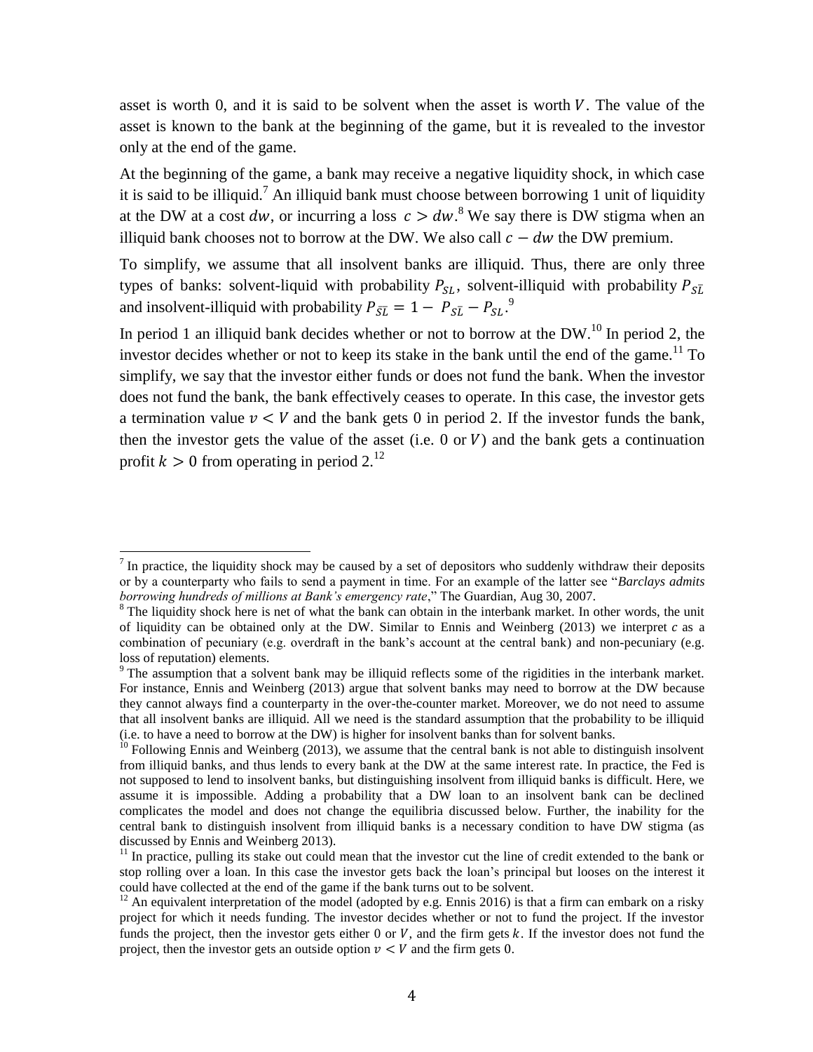asset is worth 0, and it is said to be solvent when the asset is worth $V$. The value of the asset is known to the bank at the beginning of the game, but it is revealed to the investor only at the end of the game.

At the beginning of the game, a bank may receive a negative liquidity shock, in which case it is said to be illiquid.[7] An illiquid bank must choose between borrowing 1 unit of liquidity at the DW at a cost $dw$, or incurring a loss $c > dw$.[8] We say there is DW stigma when an illiquid bank chooses not to borrow at the DW. We also call $c - dw$ the DW premium.

To simplify, we assume that all insolvent banks are illiquid. Thus, there are only three types of banks: solvent-liquid with probability $P_{SL}$, solvent-illiquid with probability $P_{S\bar{L}}$ and insolvent-illiquid with probability $P_{\bar{S}\bar{L}} = 1 - P_{S\bar{L}} - P_{SL}$.[9]

In period 1 an illiquid bank decides whether or not to borrow at the DW.[10] In period 2, the investor decides whether or not to keep its stake in the bank until the end of the game.[11] To simplify, we say that the investor either funds or does not fund the bank. When the investor does not fund the bank, the bank effectively ceases to operate. In this case, the investor gets a termination value $v < V$ and the bank gets 0 in period 2. If the investor funds the bank, then the investor gets the value of the asset (i.e. 0 or $V$) and the bank gets a continuation profit $k > 0$ from operating in period 2.[12]

---

[7] In practice, the liquidity shock may be caused by a set of depositors who suddenly withdraw their deposits or by a counterparty who fails to send a payment in time. For an example of the latter see "*Barclays admits borrowing hundreds of millions at Bank's emergency rate*," The Guardian, Aug 30, 2007.

[8] The liquidity shock here is net of what the bank can obtain in the interbank market. In other words, the unit of liquidity can be obtained only at the DW. Similar to Ennis and Weinberg (2013) we interpret $c$ as a combination of pecuniary (e.g. overdraft in the bank's account at the central bank) and non-pecuniary (e.g. loss of reputation) elements.

[9] The assumption that a solvent bank may be illiquid reflects some of the rigidities in the interbank market. For instance, Ennis and Weinberg (2013) argue that solvent banks may need to borrow at the DW because they cannot always find a counterparty in the over-the-counter market. Moreover, we do not need to assume that all insolvent banks are illiquid. All we need is the standard assumption that the probability to be illiquid (i.e. to have a need to borrow at the DW) is higher for insolvent banks than for solvent banks.

[10] Following Ennis and Weinberg (2013), we assume that the central bank is not able to distinguish insolvent from illiquid banks, and thus lends to every bank at the DW at the same interest rate. In practice, the Fed is not supposed to lend to insolvent banks, but distinguishing insolvent from illiquid banks is difficult. Here, we assume it is impossible. Adding a probability that a DW loan to an insolvent bank can be declined complicates the model and does not change the equilibria discussed below. Further, the inability for the central bank to distinguish insolvent from illiquid banks is a necessary condition to have DW stigma (as discussed by Ennis and Weinberg 2013).

[11] In practice, pulling its stake out could mean that the investor cut the line of credit extended to the bank or stop rolling over a loan. In this case the investor gets back the loan's principal but looses on the interest it could have collected at the end of the game if the bank turns out to be solvent.

[12] An equivalent interpretation of the model (adopted by e.g. Ennis 2016) is that a firm can embark on a risky project for which it needs funding. The investor decides whether or not to fund the project. If the investor funds the project, then the investor gets either 0 or $V$, and the firm gets $k$. If the investor does not fund the project, then the investor gets an outside option $v < V$ and the firm gets 0.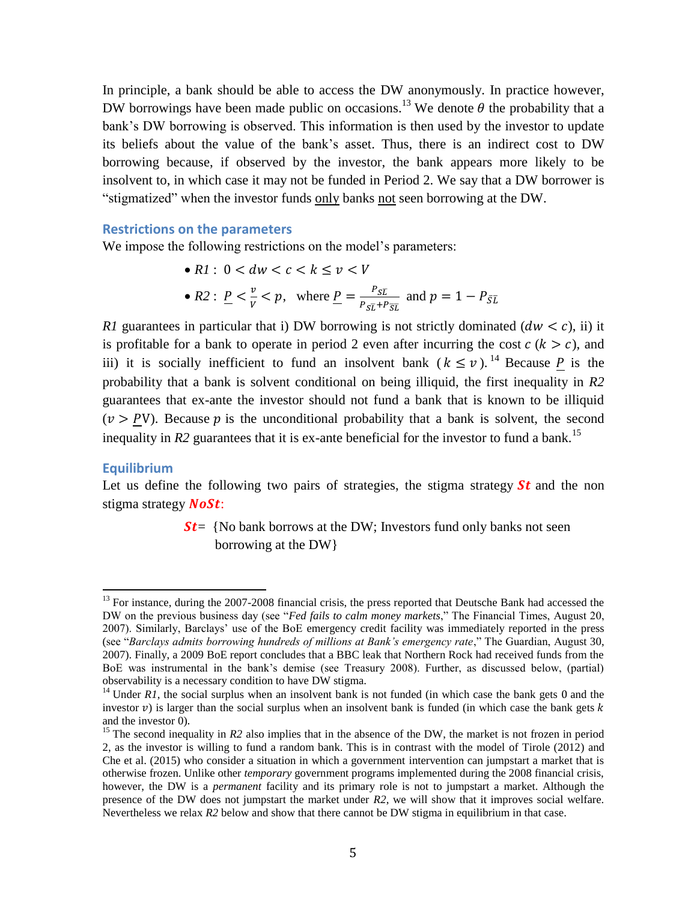In principle, a bank should be able to access the DW anonymously. In practice however, DW borrowings have been made public on occasions.[13] We denote $\theta$ the probability that a bank's DW borrowing is observed. This information is then used by the investor to update its beliefs about the value of the bank's asset. Thus, there is an indirect cost to DW borrowing because, if observed by the investor, the bank appears more likely to be insolvent to, in which case it may not be funded in Period 2. We say that a DW borrower is "stigmatized" when the investor funds <u>only</u> banks <u>not</u> seen borrowing at the DW.

### Restrictions on the parameters

We impose the following restrictions on the model's parameters:

- $R1: \; 0 < dw < c < k \leq v < V$
- $R2: \; \underline{P} < \frac{v}{V} < p, \;$ where $\underline{P} = \frac{P_{S\bar{L}}}{P_{S\bar{L}} + P_{\bar{S}\bar{L}}}$ and $p = 1 - P_{\bar{S}\bar{L}}$

*R1* guarantees in particular that i) DW borrowing is not strictly dominated ($dw < c$), ii) it is profitable for a bank to operate in period 2 even after incurring the cost $c$ ($k > c$), and iii) it is socially inefficient to fund an insolvent bank ($k \leq v$).[14] Because $\underline{P}$ is the probability that a bank is solvent conditional on being illiquid, the first inequality in *R2* guarantees that ex-ante the investor should not fund a bank that is known to be illiquid ($v > \underline{P}V$). Because $p$ is the unconditional probability that a bank is solvent, the second inequality in *R2* guarantees that it is ex-ante beneficial for the investor to fund a bank.[15]

### Equilibrium

Let us define the following two pairs of strategies, the stigma strategy ***St*** and the non stigma strategy ***NoSt***:

> ***St***= {No bank borrows at the DW; Investors fund only banks not seen borrowing at the DW}

---

[13] For instance, during the 2007-2008 financial crisis, the press reported that Deutsche Bank had accessed the DW on the previous business day (see "*Fed fails to calm money markets*," The Financial Times, August 20, 2007). Similarly, Barclays' use of the BoE emergency credit facility was immediately reported in the press (see "*Barclays admits borrowing hundreds of millions at Bank's emergency rate*," The Guardian, August 30, 2007). Finally, a 2009 BoE report concludes that a BBC leak that Northern Rock had received funds from the BoE was instrumental in the bank's demise (see Treasury 2008). Further, as discussed below, (partial) observability is a necessary condition to have DW stigma.

[14] Under *R1*, the social surplus when an insolvent bank is not funded (in which case the bank gets 0 and the investor $v$) is larger than the social surplus when an insolvent bank is funded (in which case the bank gets $k$ and the investor 0).

[15] The second inequality in *R2* also implies that in the absence of the DW, the market is not frozen in period 2, as the investor is willing to fund a random bank. This is in contrast with the model of Tirole (2012) and Che et al. (2015) who consider a situation in which a government intervention can jumpstart a market that is otherwise frozen. Unlike other *temporary* government programs implemented during the 2008 financial crisis, however, the DW is a *permanent* facility and its primary role is not to jumpstart a market. Although the presence of the DW does not jumpstart the market under *R2*, we will show that it improves social welfare. Nevertheless we relax *R2* below and show that there cannot be DW stigma in equilibrium in that case.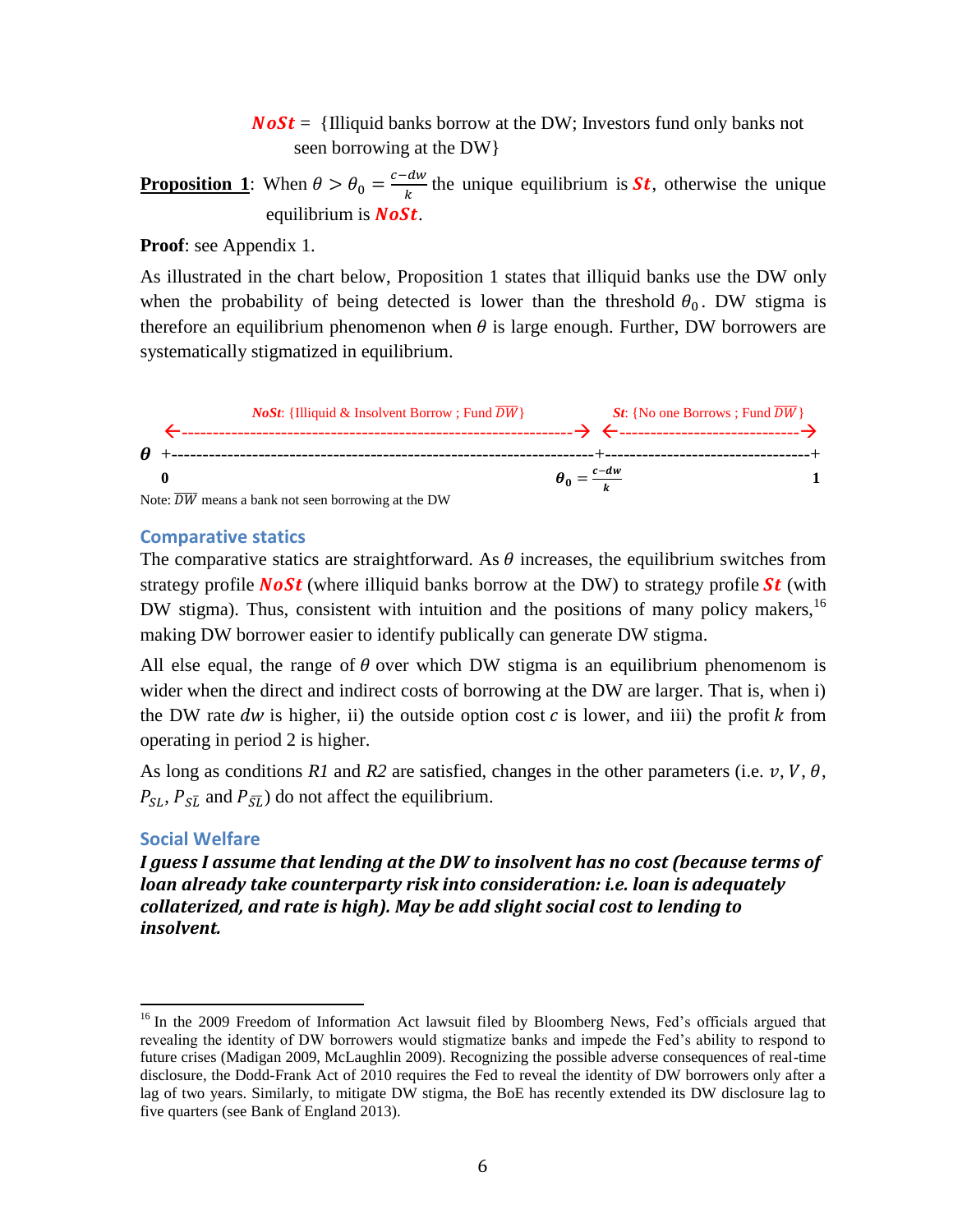***NoSt*** = {Illiquid banks borrow at the DW; Investors fund only banks not seen borrowing at the DW}

**Proposition 1**: When $\theta > \theta_0 = \frac{c-dw}{k}$ the unique equilibrium is ***St***, otherwise the unique equilibrium is ***NoSt***.

**Proof**: see Appendix 1.

As illustrated in the chart below, Proposition 1 states that illiquid banks use the DW only when the probability of being detected is lower than the threshold $\theta_0$. DW stigma is therefore an equilibrium phenomenon when $\theta$ is large enough. Further, DW borrowers are systematically stigmatized in equilibrium.

```
            NoSt: {Illiquid & Insolvent Borrow ; Fund DW̄}              St: {No one Borrows ; Fund DW̄}
 <------------------------------------------------------------------> <----------------------------->
θ +---------------------------------------------------------------------+-------------------------------+
  0                                                            θ0 = (c−dw)/k                            1
```

Note: $\overline{DW}$ means a bank not seen borrowing at the DW

## Comparative statics

The comparative statics are straightforward. As $\theta$ increases, the equilibrium switches from strategy profile ***NoSt*** (where illiquid banks borrow at the DW) to strategy profile ***St*** (with DW stigma). Thus, consistent with intuition and the positions of many policy makers,[16] making DW borrower easier to identify publically can generate DW stigma.

All else equal, the range of $\theta$ over which DW stigma is an equilibrium phenomenon is wider when the direct and indirect costs of borrowing at the DW are larger. That is, when i) the DW rate $dw$ is higher, ii) the outside option cost $c$ is lower, and iii) the profit $k$ from operating in period 2 is higher.

As long as conditions *R1* and *R2* are satisfied, changes in the other parameters (i.e. $v$, $V$, $\theta$, $P_{SL}$, $P_{S\bar{L}}$ and $P_{\bar{S}\bar{L}}$) do not affect the equilibrium.

## Social Welfare

***I guess I assume that lending at the DW to insolvent has no cost (because terms of loan already take counterparty risk into consideration: i.e. loan is adequately collaterized, and rate is high). May be add slight social cost to lending to insolvent.***

---

[16] In the 2009 Freedom of Information Act lawsuit filed by Bloomberg News, Fed's officials argued that revealing the identity of DW borrowers would stigmatize banks and impede the Fed's ability to respond to future crises (Madigan 2009, McLaughlin 2009). Recognizing the possible adverse consequences of real-time disclosure, the Dodd-Frank Act of 2010 requires the Fed to reveal the identity of DW borrowers only after a lag of two years. Similarly, to mitigate DW stigma, the BoE has recently extended its DW disclosure lag to five quarters (see Bank of England 2013).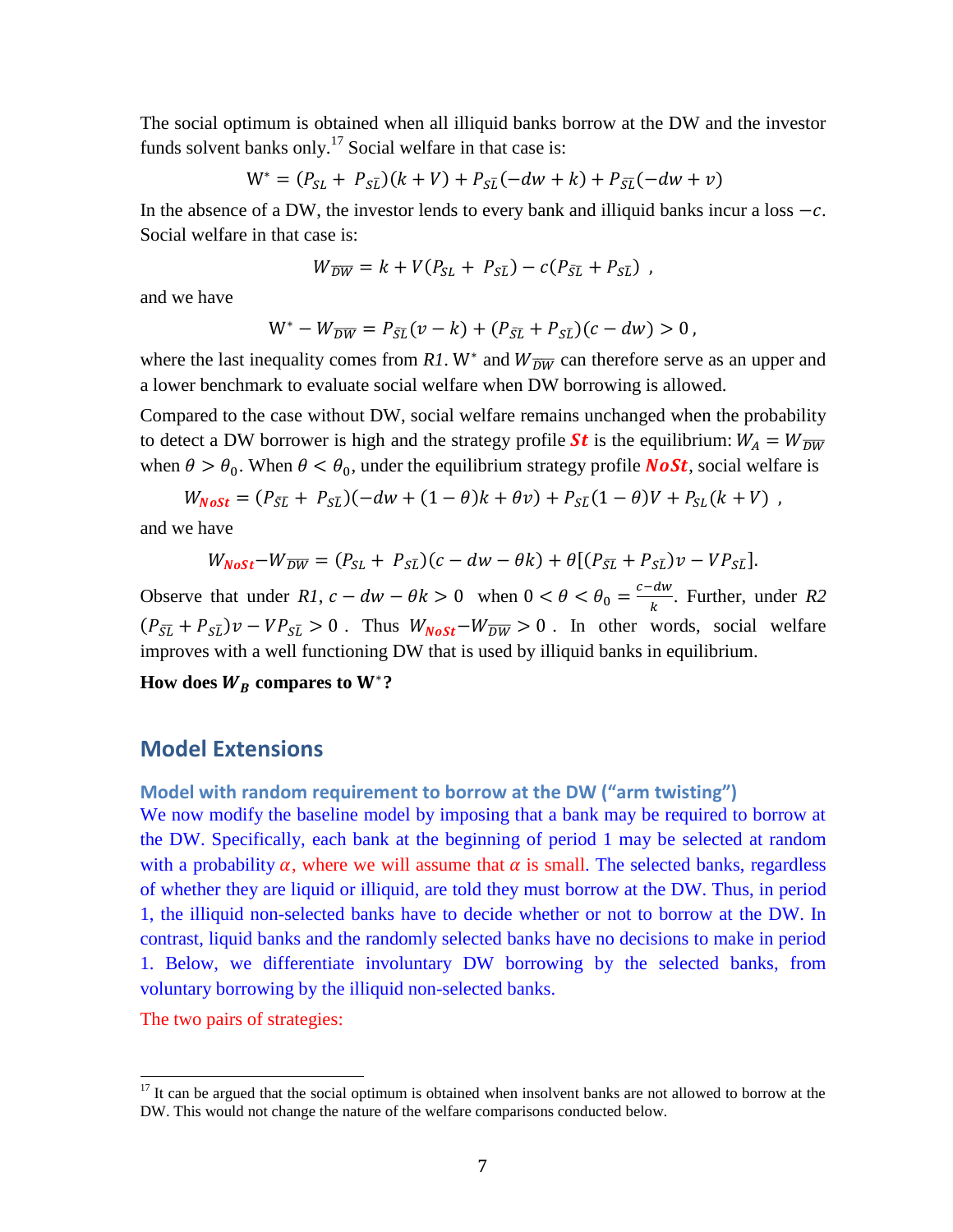The social optimum is obtained when all illiquid banks borrow at the DW and the investor funds solvent banks only.[17] Social welfare in that case is:

$$W^* = (P_{SL} + P_{S\bar{L}})(k + V) + P_{S\bar{L}}(-dw + k) + P_{\bar{S}\bar{L}}(-dw + v)$$

In the absence of a DW, the investor lends to every bank and illiquid banks incur a loss $-c$. Social welfare in that case is:

$$W_{\overline{DW}} = k + V(P_{SL} + P_{S\bar{L}}) - c(P_{\bar{S}\bar{L}} + P_{S\bar{L}}) \ ,$$

and we have

$$W^* - W_{\overline{DW}} = P_{\bar{S}\bar{L}}(v - k) + (P_{\bar{S}\bar{L}} + P_{S\bar{L}})(c - dw) > 0 \, ,$$

where the last inequality comes from *R1*. $W^*$ and $W_{\overline{DW}}$ can therefore serve as an upper and a lower benchmark to evaluate social welfare when DW borrowing is allowed.

Compared to the case without DW, social welfare remains unchanged when the probability to detect a DW borrower is high and the strategy profile ***St*** is the equilibrium: $W_A = W_{\overline{DW}}$ when $\theta > \theta_0$. When $\theta < \theta_0$, under the equilibrium strategy profile ***NoSt***, social welfare is

$$W_{NoSt} = (P_{\bar{S}\bar{L}} + P_{S\bar{L}})(-dw + (1 - \theta)k + \theta v) + P_{S\bar{L}}(1 - \theta)V + P_{SL}(k + V) \ ,$$

and we have

$$W_{NoSt} - W_{\overline{DW}} = (P_{SL} + P_{S\bar{L}})(c - dw - \theta k) + \theta[(P_{\bar{S}\bar{L}} + P_{S\bar{L}})v - VP_{S\bar{L}}].$$

Observe that under *R1*, $c - dw - \theta k > 0$ when $0 < \theta < \theta_0 = \frac{c - dw}{k}$. Further, under *R2* $(P_{\bar{S}\bar{L}} + P_{S\bar{L}})v - VP_{S\bar{L}} > 0$. Thus $W_{NoSt} - W_{\overline{DW}} > 0$. In other words, social welfare improves with a well functioning DW that is used by illiquid banks in equilibrium.

**How does $W_B$ compares to $W^*$?**

## Model Extensions

### Model with random requirement to borrow at the DW ("arm twisting")

We now modify the baseline model by imposing that a bank may be required to borrow at the DW. Specifically, each bank at the beginning of period 1 may be selected at random with a probability $\alpha$, where we will assume that $\alpha$ is small. The selected banks, regardless of whether they are liquid or illiquid, are told they must borrow at the DW. Thus, in period 1, the illiquid non-selected banks have to decide whether or not to borrow at the DW. In contrast, liquid banks and the randomly selected banks have no decisions to make in period 1. Below, we differentiate involuntary DW borrowing by the selected banks, from voluntary borrowing by the illiquid non-selected banks.

The two pairs of strategies:

[17] It can be argued that the social optimum is obtained when insolvent banks are not allowed to borrow at the DW. This would not change the nature of the welfare comparisons conducted below.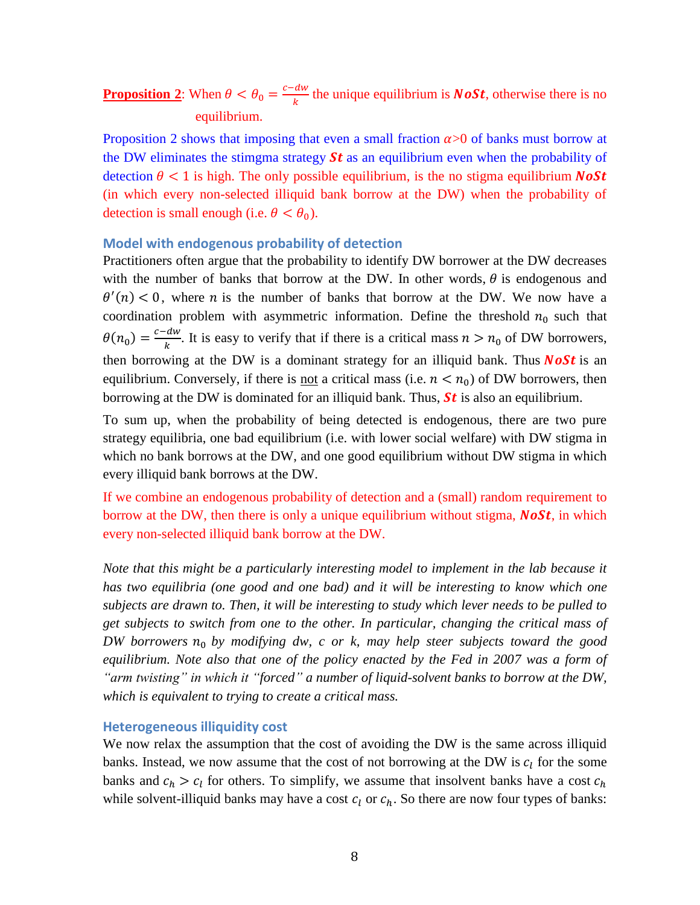**Proposition 2**: When $\theta < \theta_0 = \frac{c-dw}{k}$ the unique equilibrium is $\boldsymbol{NoSt}$, otherwise there is no equilibrium.

Proposition 2 shows that imposing that even a small fraction $\alpha$>0 of banks must borrow at the DW eliminates the stimgma strategy $\boldsymbol{St}$ as an equilibrium even when the probability of detection $\theta < 1$ is high. The only possible equilibrium, is the no stigma equilibrium $\boldsymbol{NoSt}$ (in which every non-selected illiquid bank borrow at the DW) when the probability of detection is small enough (i.e. $\theta < \theta_0$).

### Model with endogenous probability of detection

Practitioners often argue that the probability to identify DW borrower at the DW decreases with the number of banks that borrow at the DW. In other words, $\theta$ is endogenous and $\theta'(n) < 0$, where $n$ is the number of banks that borrow at the DW. We now have a coordination problem with asymmetric information. Define the threshold $n_0$ such that $\theta(n_0) = \frac{c-dw}{k}$. It is easy to verify that if there is a critical mass $n > n_0$ of DW borrowers, then borrowing at the DW is a dominant strategy for an illiquid bank. Thus $\boldsymbol{NoSt}$ is an equilibrium. Conversely, if there is not a critical mass (i.e. $n < n_0$) of DW borrowers, then borrowing at the DW is dominated for an illiquid bank. Thus, $\boldsymbol{St}$ is also an equilibrium.

To sum up, when the probability of being detected is endogenous, there are two pure strategy equilibria, one bad equilibrium (i.e. with lower social welfare) with DW stigma in which no bank borrows at the DW, and one good equilibrium without DW stigma in which every illiquid bank borrows at the DW.

If we combine an endogenous probability of detection and a (small) random requirement to borrow at the DW, then there is only a unique equilibrium without stigma, $\boldsymbol{NoSt}$, in which every non-selected illiquid bank borrow at the DW.

*Note that this might be a particularly interesting model to implement in the lab because it has two equilibria (one good and one bad) and it will be interesting to know which one subjects are drawn to. Then, it will be interesting to study which lever needs to be pulled to get subjects to switch from one to the other. In particular, changing the critical mass of DW borrowers $n_0$ by modifying dw, c or k, may help steer subjects toward the good equilibrium. Note also that one of the policy enacted by the Fed in 2007 was a form of "arm twisting" in which it "forced" a number of liquid-solvent banks to borrow at the DW, which is equivalent to trying to create a critical mass.*

### Heterogeneous illiquidity cost

We now relax the assumption that the cost of avoiding the DW is the same across illiquid banks. Instead, we now assume that the cost of not borrowing at the DW is $c_l$ for the some banks and $c_h > c_l$ for others. To simplify, we assume that insolvent banks have a cost $c_h$ while solvent-illiquid banks may have a cost $c_l$ or $c_h$. So there are now four types of banks: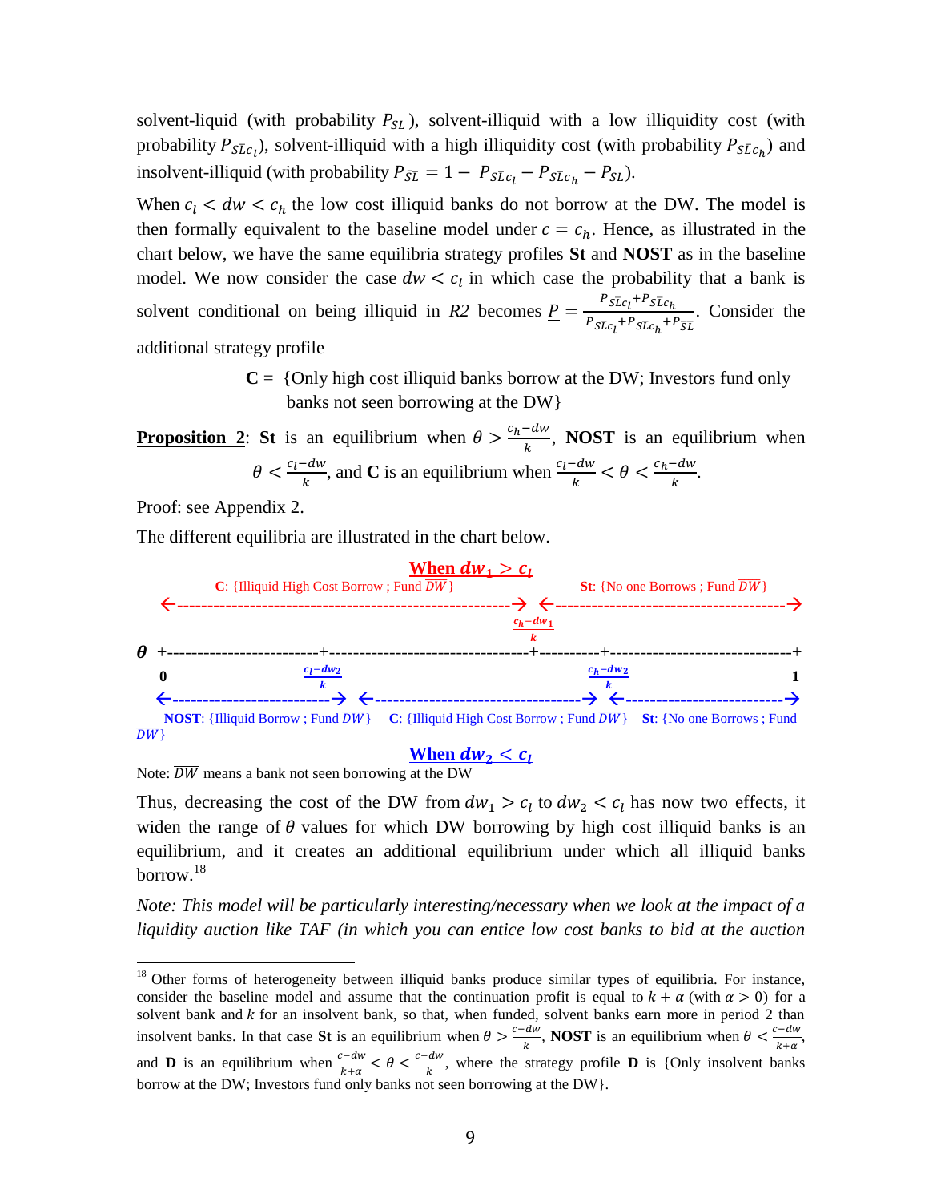solvent-liquid (with probability $P_{SL}$), solvent-illiquid with a low illiquidity cost (with probability $P_{S\bar{L}c_l}$), solvent-illiquid with a high illiquidity cost (with probability $P_{S\bar{L}c_h}$) and insolvent-illiquid (with probability $P_{\bar{S}\bar{L}} = 1 - P_{S\bar{L}c_l} - P_{S\bar{L}c_h} - P_{SL}$).

When $c_l < dw < c_h$ the low cost illiquid banks do not borrow at the DW. The model is then formally equivalent to the baseline model under $c = c_h$. Hence, as illustrated in the chart below, we have the same equilibria strategy profiles **St** and **NOST** as in the baseline model. We now consider the case $dw < c_l$ in which case the probability that a bank is solvent conditional on being illiquid in *R2* becomes $\underline{P} = \frac{P_{S\bar{L}c_l}+P_{S\bar{L}c_h}}{P_{S\bar{L}c_l}+P_{S\bar{L}c_h}+P_{\bar{S}\bar{L}}}$. Consider the additional strategy profile

**C** = {Only high cost illiquid banks borrow at the DW; Investors fund only banks not seen borrowing at the DW}

**<u>Proposition 2</u>**: **St** is an equilibrium when $\theta > \frac{c_h - dw}{k}$, **NOST** is an equilibrium when $\theta < \frac{c_l - dw}{k}$, and **C** is an equilibrium when $\frac{c_l - dw}{k} < \theta < \frac{c_h - dw}{k}$.

Proof: see Appendix 2.

The different equilibria are illustrated in the chart below.

**When $dw_1 > c_l$**

C: {Illiquid High Cost Borrow ; Fund $\overline{DW}$} ←——→ $\frac{c_h - dw_1}{k}$ ←——→ St: {No one Borrows ; Fund $\overline{DW}$}

$\theta$: 0 ——— $\frac{c_l - dw_2}{k}$ ——— $\frac{c_h - dw_2}{k}$ ——— 1

NOST: {Illiquid Borrow ; Fund $\overline{DW}$} ←——→ C: {Illiquid High Cost Borrow ; Fund $\overline{DW}$} ←——→ St: {No one Borrows ; Fund $\overline{DW}$}

**When $dw_2 < c_l$**

Note: $\overline{DW}$ means a bank not seen borrowing at the DW

Thus, decreasing the cost of the DW from $dw_1 > c_l$ to $dw_2 < c_l$ has now two effects, it widen the range of $\theta$ values for which DW borrowing by high cost illiquid banks is an equilibrium, and it creates an additional equilibrium under which all illiquid banks borrow.[18]

*Note: This model will be particularly interesting/necessary when we look at the impact of a liquidity auction like TAF (in which you can entice low cost banks to bid at the auction*

---

[18] Other forms of heterogeneity between illiquid banks produce similar types of equilibria. For instance, consider the baseline model and assume that the continuation profit is equal to $k + \alpha$ (with $\alpha > 0$) for a solvent bank and $k$ for an insolvent bank, so that, when funded, solvent banks earn more in period 2 than insolvent banks. In that case **St** is an equilibrium when $\theta > \frac{c-dw}{k}$, **NOST** is an equilibrium when $\theta < \frac{c-dw}{k+\alpha}$, and **D** is an equilibrium when $\frac{c-dw}{k+\alpha} < \theta < \frac{c-dw}{k}$, where the strategy profile **D** is {Only insolvent banks borrow at the DW; Investors fund only banks not seen borrowing at the DW}.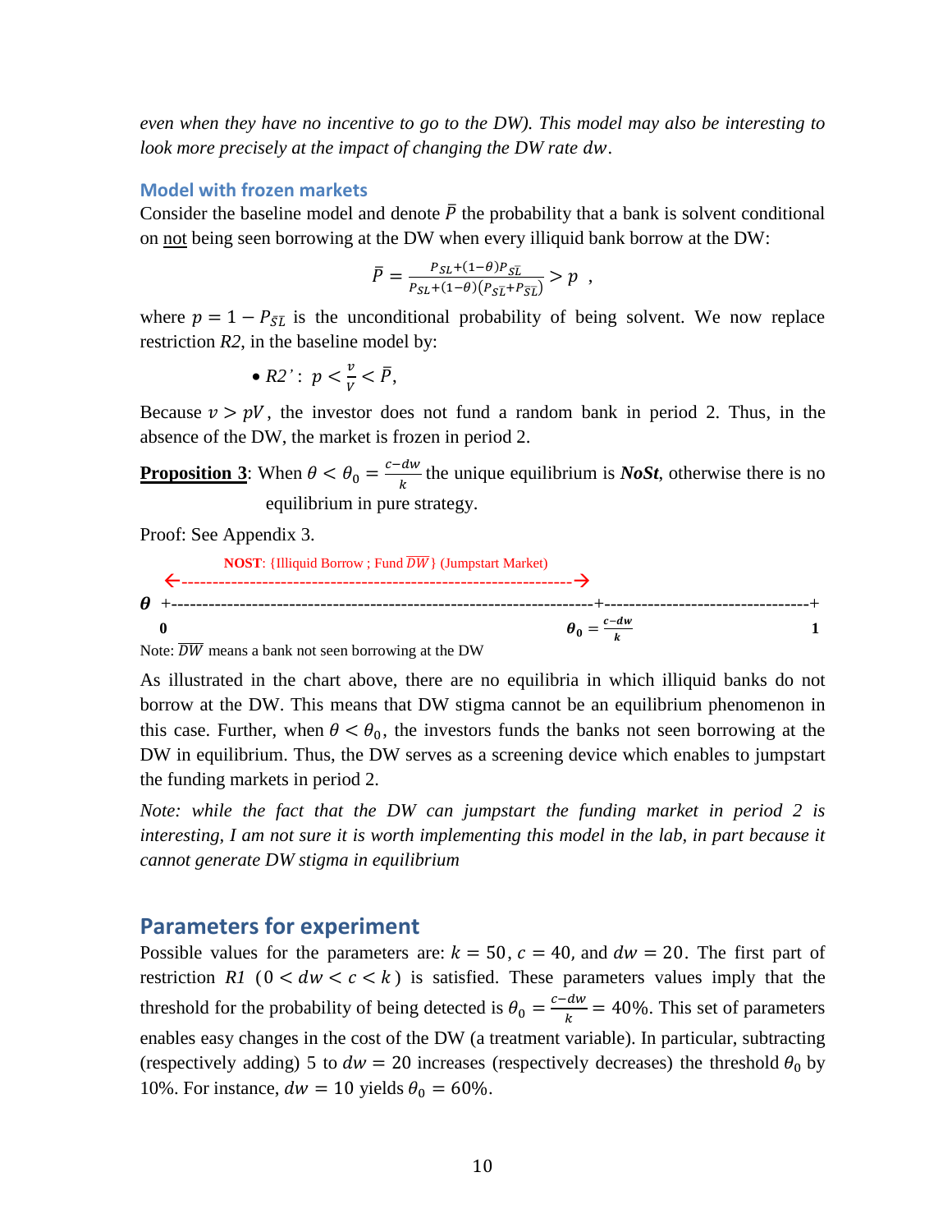*even when they have no incentive to go to the DW). This model may also be interesting to look more precisely at the impact of changing the DW rate $dw$.*

### Model with frozen markets

Consider the baseline model and denote $\bar{P}$ the probability that a bank is solvent conditional on not being seen borrowing at the DW when every illiquid bank borrow at the DW:

$$\bar{P} = \frac{P_{SL} + (1-\theta)P_{S\bar{L}}}{P_{SL} + (1-\theta)(P_{S\bar{L}} + P_{\bar{S}\bar{L}})} > p \ ,$$

where $p = 1 - P_{\bar{S}\bar{L}}$ is the unconditional probability of being solvent. We now replace restriction *R2*, in the baseline model by:

- *R2'*: $p < \frac{v}{V} < \bar{P}$,

Because $v > pV$, the investor does not fund a random bank in period 2. Thus, in the absence of the DW, the market is frozen in period 2.

**Proposition 3**: When $\theta < \theta_0 = \frac{c-dw}{k}$ the unique equilibrium is ***NoSt***, otherwise there is no equilibrium in pure strategy.

Proof: See Appendix 3.

```
        NOST: {Illiquid Borrow ; Fund DW̄} (Jumpstart Market)
   <-------------------------------------------------------->
θ  +-----------------------------------------------------------+------------------------------+
   0                                                 θ0 = (c−dw)/k                           1
```

Note: $\overline{DW}$ means a bank not seen borrowing at the DW

As illustrated in the chart above, there are no equilibria in which illiquid banks do not borrow at the DW. This means that DW stigma cannot be an equilibrium phenomenon in this case. Further, when $\theta < \theta_0$, the investors funds the banks not seen borrowing at the DW in equilibrium. Thus, the DW serves as a screening device which enables to jumpstart the funding markets in period 2.

*Note: while the fact that the DW can jumpstart the funding market in period 2 is interesting, I am not sure it is worth implementing this model in the lab, in part because it cannot generate DW stigma in equilibrium*

## Parameters for experiment

Possible values for the parameters are: $k = 50$, $c = 40$, and $dw = 20$. The first part of restriction *R1* ($0 < dw < c < k$) is satisfied. These parameters values imply that the threshold for the probability of being detected is $\theta_0 = \frac{c-dw}{k} = 40\%$. This set of parameters enables easy changes in the cost of the DW (a treatment variable). In particular, subtracting (respectively adding) 5 to $dw = 20$ increases (respectively decreases) the threshold $\theta_0$ by 10%. For instance, $dw = 10$ yields $\theta_0 = 60\%$.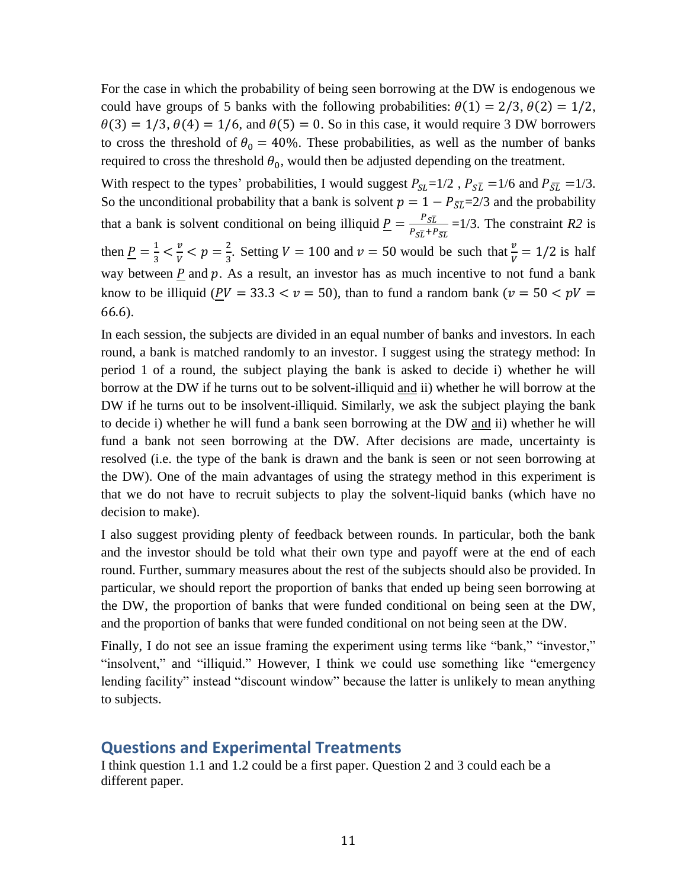For the case in which the probability of being seen borrowing at the DW is endogenous we could have groups of 5 banks with the following probabilities: $\theta(1) = 2/3$, $\theta(2) = 1/2$, $\theta(3) = 1/3$, $\theta(4) = 1/6$, and $\theta(5) = 0$. So in this case, it would require 3 DW borrowers to cross the threshold of $\theta_0 = 40\%$. These probabilities, as well as the number of banks required to cross the threshold $\theta_0$, would then be adjusted depending on the treatment.

With respect to the types' probabilities, I would suggest $P_{SL}$=1/2 , $P_{S\bar{L}}$ =1/6 and $P_{\bar{S}\bar{L}}$ =1/3. So the unconditional probability that a bank is solvent $p = 1 - P_{\bar{S}\bar{L}}$=2/3 and the probability that a bank is solvent conditional on being illiquid $\underline{P} = \frac{P_{S\bar{L}}}{P_{S\bar{L}}+P_{\bar{S}\bar{L}}}$ =1/3. The constraint *R2* is then $\underline{P} = \frac{1}{3} < \frac{v}{V} < p = \frac{2}{3}$. Setting $V = 100$ and $v = 50$ would be such that $\frac{v}{V} = 1/2$ is half way between $\underline{P}$ and $p$. As a result, an investor has as much incentive to not fund a bank know to be illiquid ($\underline{P}V = 33.3 < v = 50$), than to fund a random bank ($v = 50 < pV = 66.6$).

In each session, the subjects are divided in an equal number of banks and investors. In each round, a bank is matched randomly to an investor. I suggest using the strategy method: In period 1 of a round, the subject playing the bank is asked to decide i) whether he will borrow at the DW if he turns out to be solvent-illiquid <u>and</u> ii) whether he will borrow at the DW if he turns out to be insolvent-illiquid. Similarly, we ask the subject playing the bank to decide i) whether he will fund a bank seen borrowing at the DW <u>and</u> ii) whether he will fund a bank not seen borrowing at the DW. After decisions are made, uncertainty is resolved (i.e. the type of the bank is drawn and the bank is seen or not seen borrowing at the DW). One of the main advantages of using the strategy method in this experiment is that we do not have to recruit subjects to play the solvent-liquid banks (which have no decision to make).

I also suggest providing plenty of feedback between rounds. In particular, both the bank and the investor should be told what their own type and payoff were at the end of each round. Further, summary measures about the rest of the subjects should also be provided. In particular, we should report the proportion of banks that ended up being seen borrowing at the DW, the proportion of banks that were funded conditional on being seen at the DW, and the proportion of banks that were funded conditional on not being seen at the DW.

Finally, I do not see an issue framing the experiment using terms like "bank," "investor," "insolvent," and "illiquid." However, I think we could use something like "emergency lending facility" instead "discount window" because the latter is unlikely to mean anything to subjects.

## Questions and Experimental Treatments

I think question 1.1 and 1.2 could be a first paper. Question 2 and 3 could each be a different paper.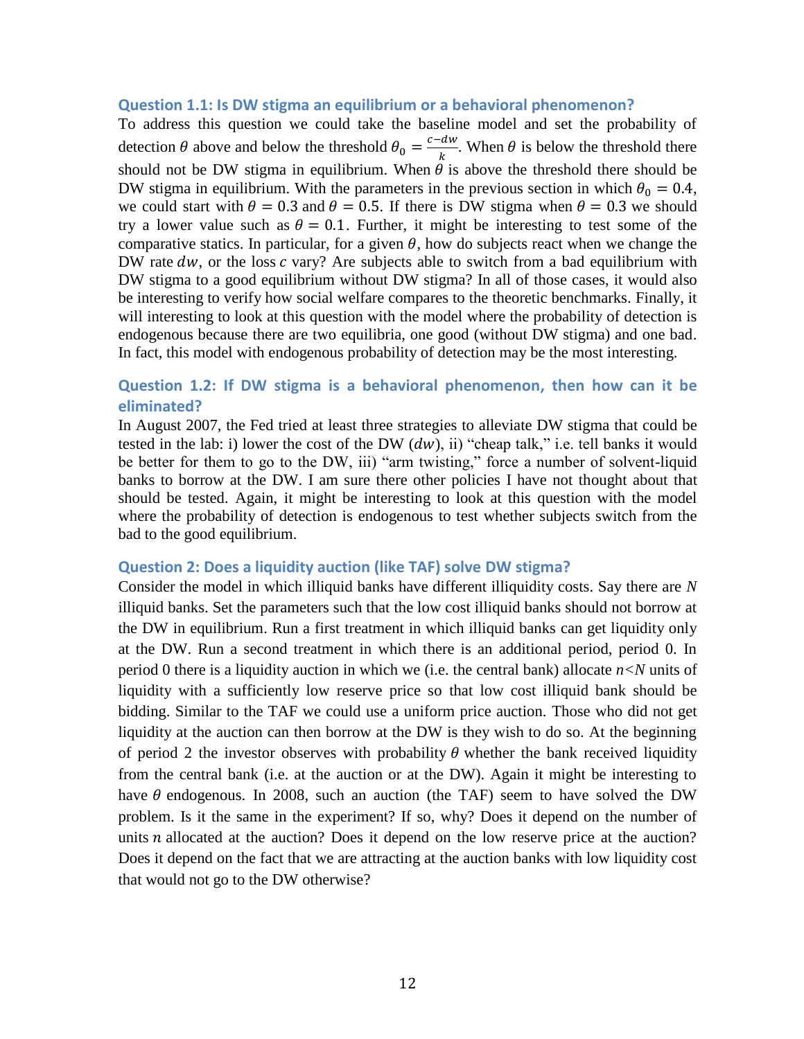### Question 1.1: Is DW stigma an equilibrium or a behavioral phenomenon?

To address this question we could take the baseline model and set the probability of detection $\theta$ above and below the threshold $\theta_0 = \frac{c-dw}{k}$. When $\theta$ is below the threshold there should not be DW stigma in equilibrium. When $\theta$ is above the threshold there should be DW stigma in equilibrium. With the parameters in the previous section in which $\theta_0 = 0.4$, we could start with $\theta = 0.3$ and $\theta = 0.5$. If there is DW stigma when $\theta = 0.3$ we should try a lower value such as $\theta = 0.1$. Further, it might be interesting to test some of the comparative statics. In particular, for a given $\theta$, how do subjects react when we change the DW rate $dw$, or the loss $c$ vary? Are subjects able to switch from a bad equilibrium with DW stigma to a good equilibrium without DW stigma? In all of those cases, it would also be interesting to verify how social welfare compares to the theoretic benchmarks. Finally, it will interesting to look at this question with the model where the probability of detection is endogenous because there are two equilibria, one good (without DW stigma) and one bad. In fact, this model with endogenous probability of detection may be the most interesting.

### Question 1.2: If DW stigma is a behavioral phenomenon, then how can it be eliminated?

In August 2007, the Fed tried at least three strategies to alleviate DW stigma that could be tested in the lab: i) lower the cost of the DW ($dw$), ii) "cheap talk," i.e. tell banks it would be better for them to go to the DW, iii) "arm twisting," force a number of solvent-liquid banks to borrow at the DW. I am sure there other policies I have not thought about that should be tested. Again, it might be interesting to look at this question with the model where the probability of detection is endogenous to test whether subjects switch from the bad to the good equilibrium.

### Question 2: Does a liquidity auction (like TAF) solve DW stigma?

Consider the model in which illiquid banks have different illiquidity costs. Say there are $N$ illiquid banks. Set the parameters such that the low cost illiquid banks should not borrow at the DW in equilibrium. Run a first treatment in which illiquid banks can get liquidity only at the DW. Run a second treatment in which there is an additional period, period 0. In period 0 there is a liquidity auction in which we (i.e. the central bank) allocate $n<N$ units of liquidity with a sufficiently low reserve price so that low cost illiquid bank should be bidding. Similar to the TAF we could use a uniform price auction. Those who did not get liquidity at the auction can then borrow at the DW is they wish to do so. At the beginning of period 2 the investor observes with probability $\theta$ whether the bank received liquidity from the central bank (i.e. at the auction or at the DW). Again it might be interesting to have $\theta$ endogenous. In 2008, such an auction (the TAF) seem to have solved the DW problem. Is it the same in the experiment? If so, why? Does it depend on the number of units $n$ allocated at the auction? Does it depend on the low reserve price at the auction? Does it depend on the fact that we are attracting at the auction banks with low liquidity cost that would not go to the DW otherwise?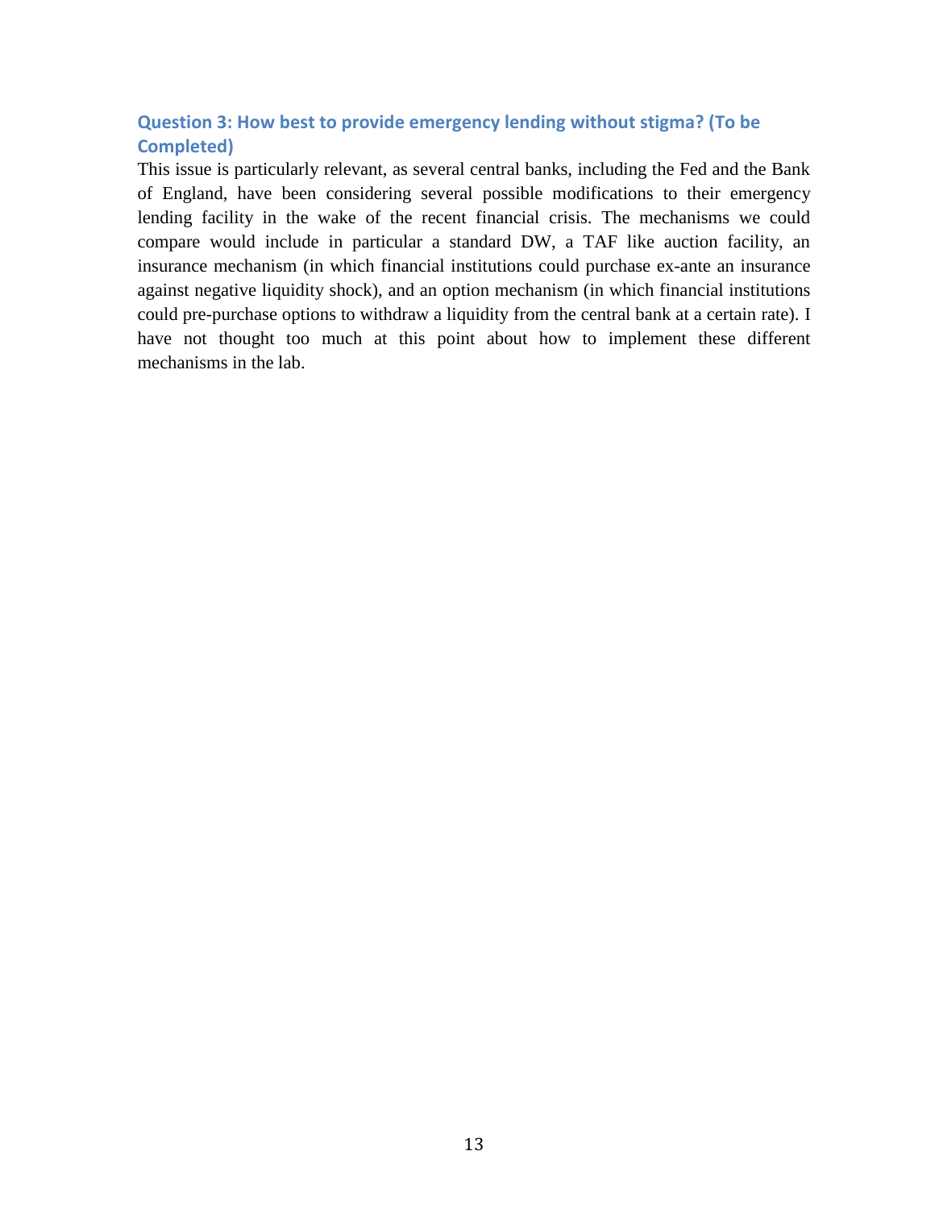### Question 3: How best to provide emergency lending without stigma? (To be Completed)

This issue is particularly relevant, as several central banks, including the Fed and the Bank of England, have been considering several possible modifications to their emergency lending facility in the wake of the recent financial crisis. The mechanisms we could compare would include in particular a standard DW, a TAF like auction facility, an insurance mechanism (in which financial institutions could purchase ex-ante an insurance against negative liquidity shock), and an option mechanism (in which financial institutions could pre-purchase options to withdraw a liquidity from the central bank at a certain rate). I have not thought too much at this point about how to implement these different mechanisms in the lab.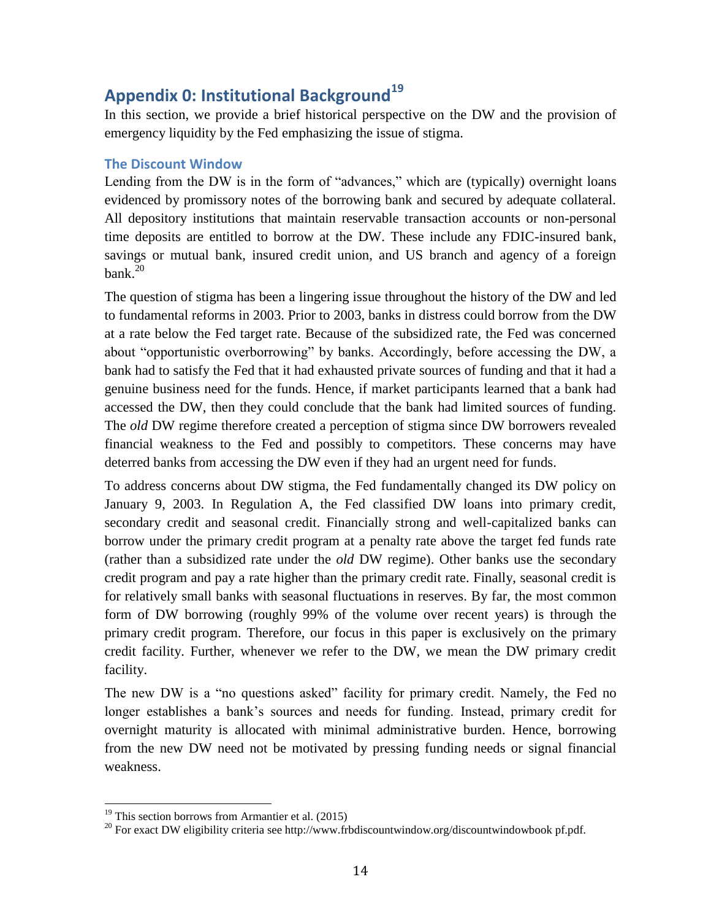## Appendix 0: Institutional Background[19]

In this section, we provide a brief historical perspective on the DW and the provision of emergency liquidity by the Fed emphasizing the issue of stigma.

### The Discount Window

Lending from the DW is in the form of "advances," which are (typically) overnight loans evidenced by promissory notes of the borrowing bank and secured by adequate collateral. All depository institutions that maintain reservable transaction accounts or non-personal time deposits are entitled to borrow at the DW. These include any FDIC-insured bank, savings or mutual bank, insured credit union, and US branch and agency of a foreign bank.[20]

The question of stigma has been a lingering issue throughout the history of the DW and led to fundamental reforms in 2003. Prior to 2003, banks in distress could borrow from the DW at a rate below the Fed target rate. Because of the subsidized rate, the Fed was concerned about "opportunistic overborrowing" by banks. Accordingly, before accessing the DW, a bank had to satisfy the Fed that it had exhausted private sources of funding and that it had a genuine business need for the funds. Hence, if market participants learned that a bank had accessed the DW, then they could conclude that the bank had limited sources of funding. The *old* DW regime therefore created a perception of stigma since DW borrowers revealed financial weakness to the Fed and possibly to competitors. These concerns may have deterred banks from accessing the DW even if they had an urgent need for funds.

To address concerns about DW stigma, the Fed fundamentally changed its DW policy on January 9, 2003. In Regulation A, the Fed classified DW loans into primary credit, secondary credit and seasonal credit. Financially strong and well-capitalized banks can borrow under the primary credit program at a penalty rate above the target fed funds rate (rather than a subsidized rate under the *old* DW regime). Other banks use the secondary credit program and pay a rate higher than the primary credit rate. Finally, seasonal credit is for relatively small banks with seasonal fluctuations in reserves. By far, the most common form of DW borrowing (roughly 99% of the volume over recent years) is through the primary credit program. Therefore, our focus in this paper is exclusively on the primary credit facility. Further, whenever we refer to the DW, we mean the DW primary credit facility.

The new DW is a "no questions asked" facility for primary credit. Namely, the Fed no longer establishes a bank's sources and needs for funding. Instead, primary credit for overnight maturity is allocated with minimal administrative burden. Hence, borrowing from the new DW need not be motivated by pressing funding needs or signal financial weakness.

---

[19] This section borrows from Armantier et al. (2015)

[20] For exact DW eligibility criteria see http://www.frbdiscountwindow.org/discountwindowbook pf.pdf.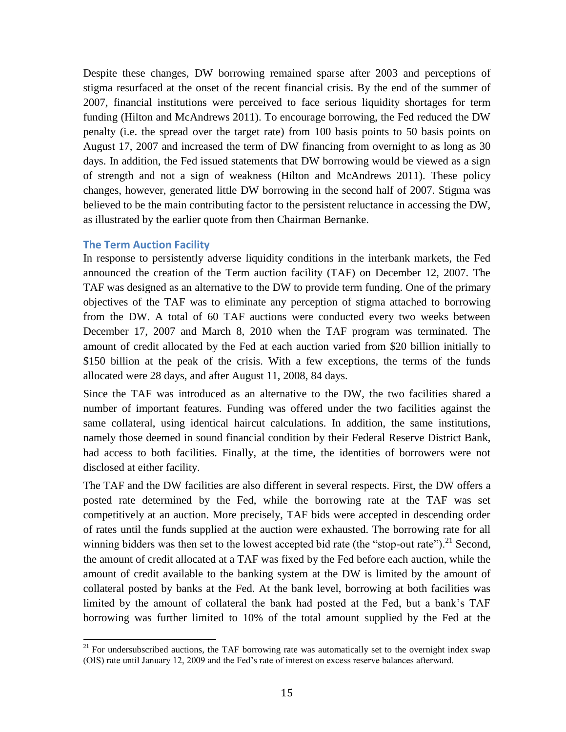Despite these changes, DW borrowing remained sparse after 2003 and perceptions of stigma resurfaced at the onset of the recent financial crisis. By the end of the summer of 2007, financial institutions were perceived to face serious liquidity shortages for term funding (Hilton and McAndrews 2011). To encourage borrowing, the Fed reduced the DW penalty (i.e. the spread over the target rate) from 100 basis points to 50 basis points on August 17, 2007 and increased the term of DW financing from overnight to as long as 30 days. In addition, the Fed issued statements that DW borrowing would be viewed as a sign of strength and not a sign of weakness (Hilton and McAndrews 2011). These policy changes, however, generated little DW borrowing in the second half of 2007. Stigma was believed to be the main contributing factor to the persistent reluctance in accessing the DW, as illustrated by the earlier quote from then Chairman Bernanke.

### The Term Auction Facility

In response to persistently adverse liquidity conditions in the interbank markets, the Fed announced the creation of the Term auction facility (TAF) on December 12, 2007. The TAF was designed as an alternative to the DW to provide term funding. One of the primary objectives of the TAF was to eliminate any perception of stigma attached to borrowing from the DW. A total of 60 TAF auctions were conducted every two weeks between December 17, 2007 and March 8, 2010 when the TAF program was terminated. The amount of credit allocated by the Fed at each auction varied from $20 billion initially to $150 billion at the peak of the crisis. With a few exceptions, the terms of the funds allocated were 28 days, and after August 11, 2008, 84 days.

Since the TAF was introduced as an alternative to the DW, the two facilities shared a number of important features. Funding was offered under the two facilities against the same collateral, using identical haircut calculations. In addition, the same institutions, namely those deemed in sound financial condition by their Federal Reserve District Bank, had access to both facilities. Finally, at the time, the identities of borrowers were not disclosed at either facility.

The TAF and the DW facilities are also different in several respects. First, the DW offers a posted rate determined by the Fed, while the borrowing rate at the TAF was set competitively at an auction. More precisely, TAF bids were accepted in descending order of rates until the funds supplied at the auction were exhausted. The borrowing rate for all winning bidders was then set to the lowest accepted bid rate (the "stop-out rate").[21] Second, the amount of credit allocated at a TAF was fixed by the Fed before each auction, while the amount of credit available to the banking system at the DW is limited by the amount of collateral posted by banks at the Fed. At the bank level, borrowing at both facilities was limited by the amount of collateral the bank had posted at the Fed, but a bank's TAF borrowing was further limited to 10% of the total amount supplied by the Fed at the

[21] For undersubscribed auctions, the TAF borrowing rate was automatically set to the overnight index swap (OIS) rate until January 12, 2009 and the Fed's rate of interest on excess reserve balances afterward.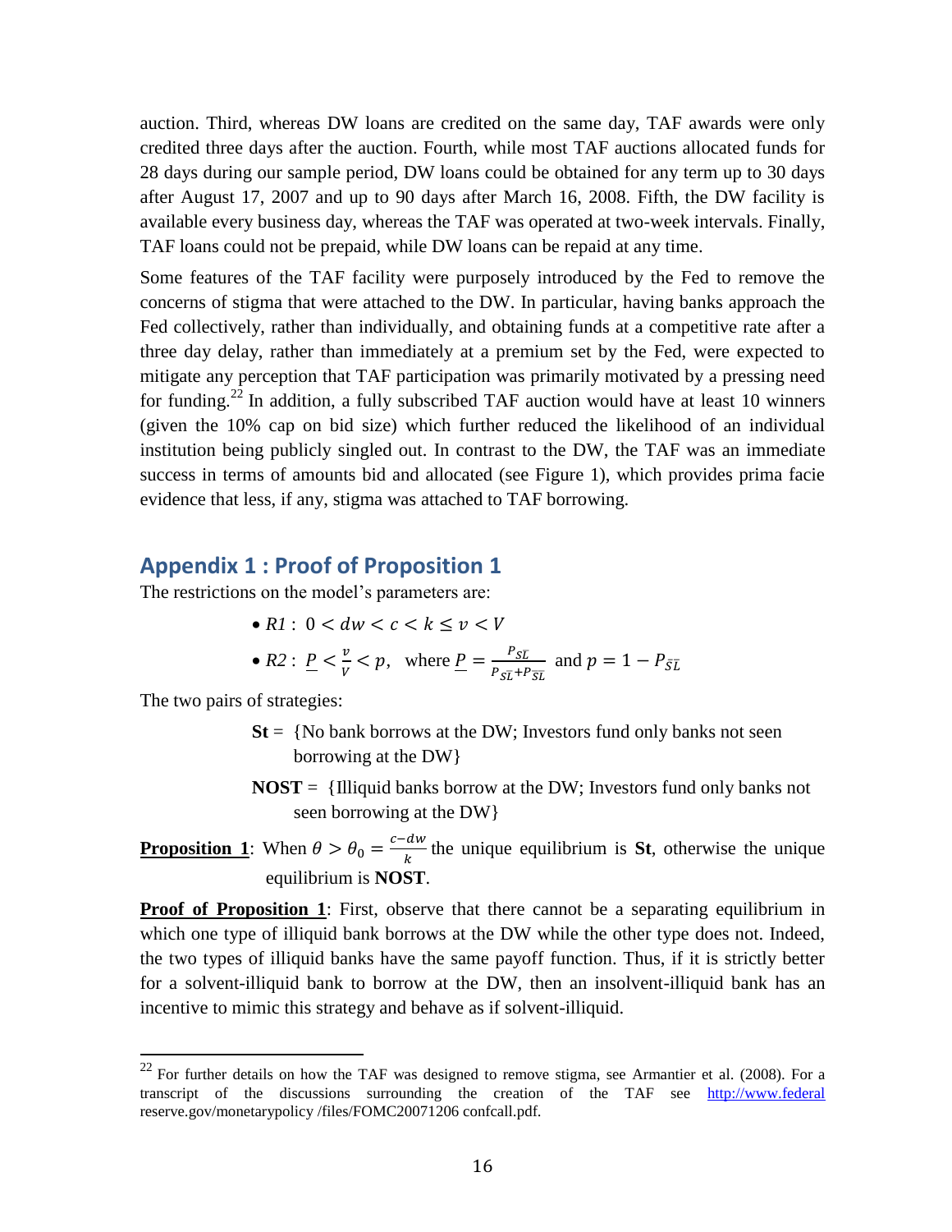auction. Third, whereas DW loans are credited on the same day, TAF awards were only credited three days after the auction. Fourth, while most TAF auctions allocated funds for 28 days during our sample period, DW loans could be obtained for any term up to 30 days after August 17, 2007 and up to 90 days after March 16, 2008. Fifth, the DW facility is available every business day, whereas the TAF was operated at two-week intervals. Finally, TAF loans could not be prepaid, while DW loans can be repaid at any time.

Some features of the TAF facility were purposely introduced by the Fed to remove the concerns of stigma that were attached to the DW. In particular, having banks approach the Fed collectively, rather than individually, and obtaining funds at a competitive rate after a three day delay, rather than immediately at a premium set by the Fed, were expected to mitigate any perception that TAF participation was primarily motivated by a pressing need for funding.[22] In addition, a fully subscribed TAF auction would have at least 10 winners (given the 10% cap on bid size) which further reduced the likelihood of an individual institution being publicly singled out. In contrast to the DW, the TAF was an immediate success in terms of amounts bid and allocated (see Figure 1), which provides prima facie evidence that less, if any, stigma was attached to TAF borrowing.

## Appendix 1 : Proof of Proposition 1

The restrictions on the model's parameters are:

- *R1* : $0 < dw < c < k \leq v < V$
- *R2* : $\underline{P} < \frac{v}{V} < p$, where $\underline{P} = \frac{P_{S\bar{L}}}{P_{S\bar{L}} + P_{\bar{S}\bar{L}}}$ and $p = 1 - P_{\bar{S}\bar{L}}$

The two pairs of strategies:

**St** = {No bank borrows at the DW; Investors fund only banks not seen borrowing at the DW}

**NOST** = {Illiquid banks borrow at the DW; Investors fund only banks not seen borrowing at the DW}

**Proposition 1**: When $\theta > \theta_0 = \frac{c-dw}{k}$ the unique equilibrium is **St**, otherwise the unique equilibrium is **NOST**.

**Proof of Proposition 1**: First, observe that there cannot be a separating equilibrium in which one type of illiquid bank borrows at the DW while the other type does not. Indeed, the two types of illiquid banks have the same payoff function. Thus, if it is strictly better for a solvent-illiquid bank to borrow at the DW, then an insolvent-illiquid bank has an incentive to mimic this strategy and behave as if solvent-illiquid.

[22] For further details on how the TAF was designed to remove stigma, see Armantier et al. (2008). For a transcript of the discussions surrounding the creation of the TAF see http://www.federal reserve.gov/monetarypolicy /files/FOMC20071206 confcall.pdf.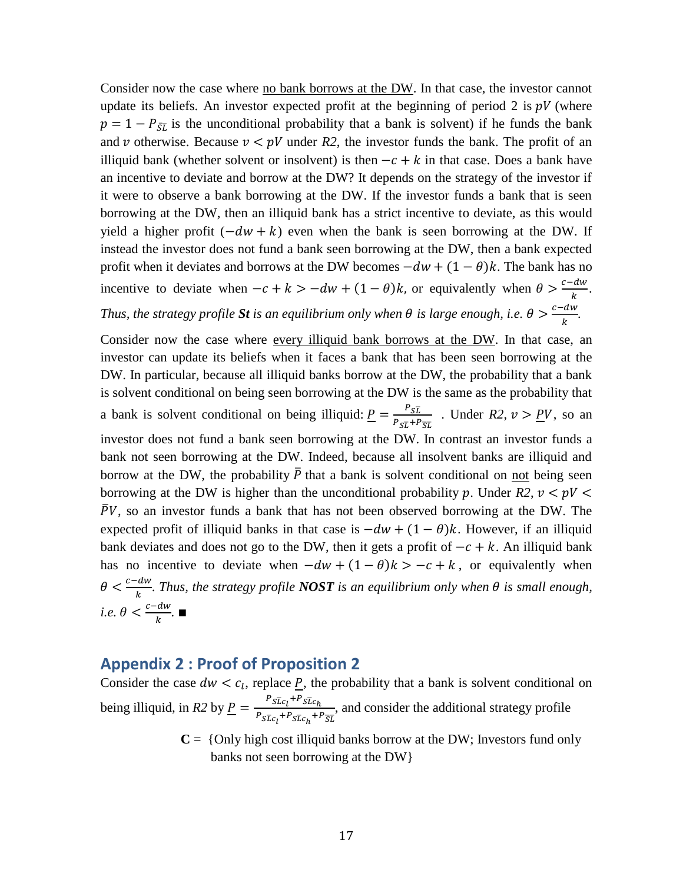Consider now the case where <u>no bank borrows at the DW</u>. In that case, the investor cannot update its beliefs. An investor expected profit at the beginning of period 2 is $pV$ (where $p = 1 - P_{\bar{S}\bar{L}}$ is the unconditional probability that a bank is solvent) if he funds the bank and $v$ otherwise. Because $v < pV$ under *R2*, the investor funds the bank. The profit of an illiquid bank (whether solvent or insolvent) is then $-c + k$ in that case. Does a bank have an incentive to deviate and borrow at the DW? It depends on the strategy of the investor if it were to observe a bank borrowing at the DW. If the investor funds a bank that is seen borrowing at the DW, then an illiquid bank has a strict incentive to deviate, as this would yield a higher profit $(-dw + k)$ even when the bank is seen borrowing at the DW. If instead the investor does not fund a bank seen borrowing at the DW, then a bank expected profit when it deviates and borrows at the DW becomes $-dw + (1-\theta)k$. The bank has no incentive to deviate when $-c + k > -dw + (1-\theta)k$, or equivalently when $\theta > \frac{c-dw}{k}$. *Thus, the strategy profile **St** is an equilibrium only when $\theta$ is large enough, i.e. $\theta > \frac{c-dw}{k}$.*

Consider now the case where <u>every illiquid bank borrows at the DW</u>. In that case, an investor can update its beliefs when it faces a bank that has been seen borrowing at the DW. In particular, because all illiquid banks borrow at the DW, the probability that a bank is solvent conditional on being seen borrowing at the DW is the same as the probability that a bank is solvent conditional on being illiquid: $\underline{P} = \frac{P_{S\bar{L}}}{P_{S\bar{L}} + P_{\bar{S}\bar{L}}}$ . Under *R2*, $v > \underline{P}V$, so an investor does not fund a bank seen borrowing at the DW. In contrast an investor funds a bank not seen borrowing at the DW. Indeed, because all insolvent banks are illiquid and borrow at the DW, the probability $\bar{P}$ that a bank is solvent conditional on <u>not</u> being seen borrowing at the DW is higher than the unconditional probability $p$. Under *R2*, $v < pV < \bar{P}V$, so an investor funds a bank that has not been observed borrowing at the DW. The expected profit of illiquid banks in that case is $-dw + (1-\theta)k$. However, if an illiquid bank deviates and does not go to the DW, then it gets a profit of $-c + k$. An illiquid bank has no incentive to deviate when $-dw + (1-\theta)k > -c + k$, or equivalently when $\theta < \frac{c-dw}{k}$. *Thus, the strategy profile **NOST** is an equilibrium only when $\theta$ is small enough, i.e. $\theta < \frac{c-dw}{k}$.* ■

## Appendix 2 : Proof of Proposition 2

Consider the case $dw < c_l$, replace $\underline{P}$, the probability that a bank is solvent conditional on being illiquid, in *R2* by $\underline{P} = \frac{P_{S\bar{L}c_l} + P_{S\bar{L}c_h}}{P_{S\bar{L}c_l} + P_{S\bar{L}c_h} + P_{\bar{S}\bar{L}}}$, and consider the additional strategy profile

**C** = {Only high cost illiquid banks borrow at the DW; Investors fund only banks not seen borrowing at the DW}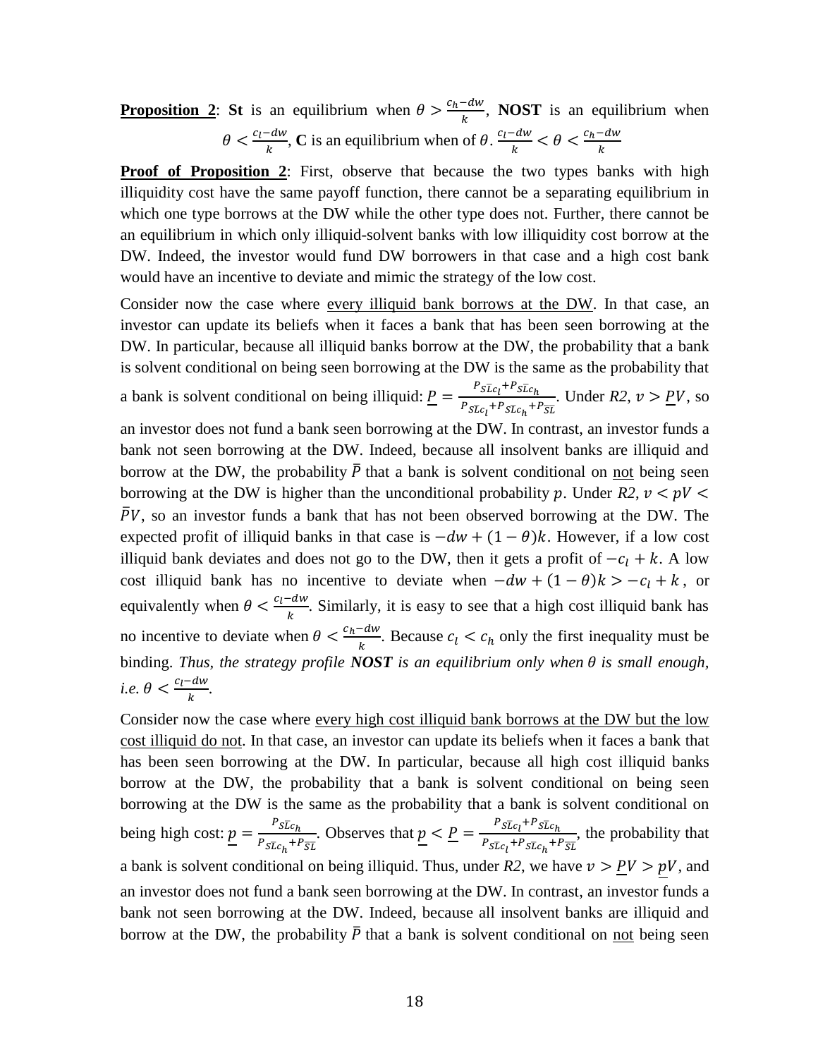**Proposition 2**: **St** is an equilibrium when $\theta > \frac{c_h - dw}{k}$, **NOST** is an equilibrium when $\theta < \frac{c_l - dw}{k}$, **C** is an equilibrium when of $\theta$. $\frac{c_l - dw}{k} < \theta < \frac{c_h - dw}{k}$

**Proof of Proposition 2**: First, observe that because the two types banks with high illiquidity cost have the same payoff function, there cannot be a separating equilibrium in which one type borrows at the DW while the other type does not. Further, there cannot be an equilibrium in which only illiquid-solvent banks with low illiquidity cost borrow at the DW. Indeed, the investor would fund DW borrowers in that case and a high cost bank would have an incentive to deviate and mimic the strategy of the low cost.

Consider now the case where <u>every illiquid bank borrows at the DW</u>. In that case, an investor can update its beliefs when it faces a bank that has been seen borrowing at the DW. In particular, because all illiquid banks borrow at the DW, the probability that a bank is solvent conditional on being seen borrowing at the DW is the same as the probability that a bank is solvent conditional on being illiquid: $\underline{P} = \frac{P_{S\bar{L}c_l} + P_{S\bar{L}c_h}}{P_{S\bar{L}c_l} + P_{S\bar{L}c_h} + P_{\bar{S}\bar{L}}}$. Under *R2*, $v > \underline{P}V$, so an investor does not fund a bank seen borrowing at the DW. In contrast, an investor funds a bank not seen borrowing at the DW. Indeed, because all insolvent banks are illiquid and borrow at the DW, the probability $\bar{P}$ that a bank is solvent conditional on <u>not</u> being seen borrowing at the DW is higher than the unconditional probability $p$. Under *R2*, $v < pV < \bar{P}V$, so an investor funds a bank that has not been observed borrowing at the DW. The expected profit of illiquid banks in that case is $-dw + (1 - \theta)k$. However, if a low cost illiquid bank deviates and does not go to the DW, then it gets a profit of $-c_l + k$. A low cost illiquid bank has no incentive to deviate when $-dw + (1 - \theta)k > -c_l + k$, or equivalently when $\theta < \frac{c_l - dw}{k}$. Similarly, it is easy to see that a high cost illiquid bank has no incentive to deviate when $\theta < \frac{c_h - dw}{k}$. Because $c_l < c_h$ only the first inequality must be binding. *Thus, the strategy profile* ***NOST*** *is an equilibrium only when* $\theta$ *is small enough, i.e.* $\theta < \frac{c_l - dw}{k}$.

Consider now the case where <u>every high cost illiquid bank borrows at the DW but the low cost illiquid do not</u>. In that case, an investor can update its beliefs when it faces a bank that has been seen borrowing at the DW. In particular, because all high cost illiquid banks borrow at the DW, the probability that a bank is solvent conditional on being seen borrowing at the DW is the same as the probability that a bank is solvent conditional on being high cost: $\underline{p} = \frac{P_{S\bar{L}c_h}}{P_{S\bar{L}c_h} + P_{\bar{S}\bar{L}}}$. Observes that $\underline{p} < \underline{P} = \frac{P_{S\bar{L}c_l} + P_{S\bar{L}c_h}}{P_{S\bar{L}c_l} + P_{S\bar{L}c_h} + P_{\bar{S}\bar{L}}}$, the probability that a bank is solvent conditional on being illiquid. Thus, under *R2*, we have $v > \underline{P}V > \underline{p}V$, and an investor does not fund a bank seen borrowing at the DW. In contrast, an investor funds a bank not seen borrowing at the DW. Indeed, because all insolvent banks are illiquid and borrow at the DW, the probability $\bar{P}$ that a bank is solvent conditional on <u>not</u> being seen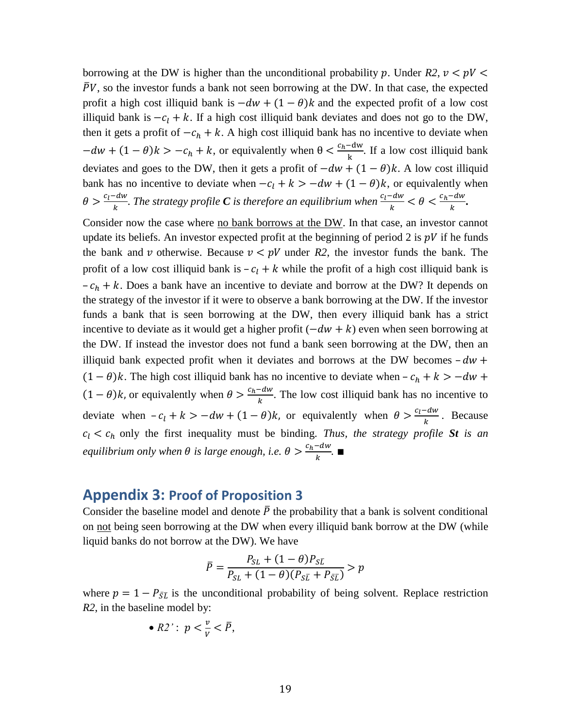borrowing at the DW is higher than the unconditional probability $p$. Under *R2*, $v < pV < \bar{P}V$, so the investor funds a bank not seen borrowing at the DW. In that case, the expected profit a high cost illiquid bank is $-dw + (1-\theta)k$ and the expected profit of a low cost illiquid bank is $-c_l + k$. If a high cost illiquid bank deviates and does not go to the DW, then it gets a profit of $-c_h + k$. A high cost illiquid bank has no incentive to deviate when $-dw + (1-\theta)k > -c_h + k$, or equivalently when $\theta < \frac{c_h - \text{dw}}{\text{k}}$. If a low cost illiquid bank deviates and goes to the DW, then it gets a profit of $-dw + (1-\theta)k$. A low cost illiquid bank has no incentive to deviate when $-c_l + k > -dw + (1-\theta)k$, or equivalently when $\theta > \frac{c_l - dw}{k}$. *The strategy profile **C** is therefore an equilibrium when* $\frac{c_l - dw}{k} < \theta < \frac{c_h - dw}{k}$**.**

Consider now the case where no bank borrows at the DW. In that case, an investor cannot update its beliefs. An investor expected profit at the beginning of period 2 is $pV$ if he funds the bank and $v$ otherwise. Because $v < pV$ under *R2*, the investor funds the bank. The profit of a low cost illiquid bank is $-c_l + k$ while the profit of a high cost illiquid bank is $-c_h + k$. Does a bank have an incentive to deviate and borrow at the DW? It depends on the strategy of the investor if it were to observe a bank borrowing at the DW. If the investor funds a bank that is seen borrowing at the DW, then every illiquid bank has a strict incentive to deviate as it would get a higher profit ($-dw + k$) even when seen borrowing at the DW. If instead the investor does not fund a bank seen borrowing at the DW, then an illiquid bank expected profit when it deviates and borrows at the DW becomes $-dw + (1-\theta)k$. The high cost illiquid bank has no incentive to deviate when $-c_h + k > -dw + (1-\theta)k$, or equivalently when $\theta > \frac{c_h - dw}{k}$. The low cost illiquid bank has no incentive to deviate when $-c_l + k > -dw + (1-\theta)k$, or equivalently when $\theta > \frac{c_l - dw}{k}$. Because $c_l < c_h$ only the first inequality must be binding. *Thus, the strategy profile **St** is an equilibrium only when $\theta$ is large enough, i.e.* $\theta > \frac{c_h - dw}{k}$. ■

## Appendix 3: Proof of Proposition 3

Consider the baseline model and denote $\bar{P}$ the probability that a bank is solvent conditional on not being seen borrowing at the DW when every illiquid bank borrow at the DW (while liquid banks do not borrow at the DW). We have

$$\bar{P} = \frac{P_{SL} + (1-\theta)P_{S\bar{L}}}{P_{SL} + (1-\theta)(P_{S\bar{L}} + P_{\bar{S}\bar{L}})} > p$$

where $p = 1 - P_{\bar{S}\bar{L}}$ is the unconditional probability of being solvent. Replace restriction *R2*, in the baseline model by:

- *R2'*: $p < \frac{v}{V} < \bar{P}$,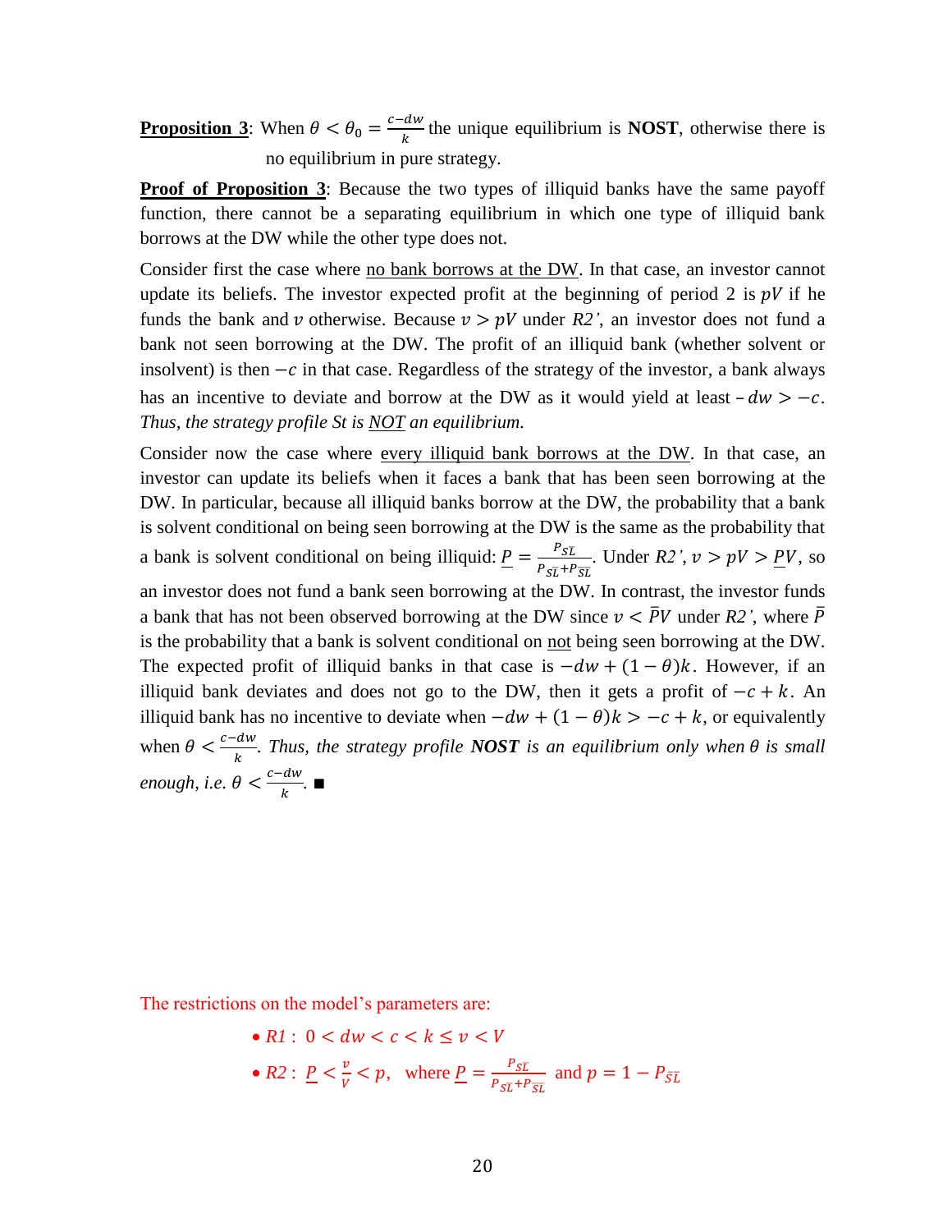**<u>Proposition 3</u>**: When $\theta < \theta_0 = \frac{c-dw}{k}$ the unique equilibrium is **NOST**, otherwise there is no equilibrium in pure strategy.

**<u>Proof of Proposition 3</u>**: Because the two types of illiquid banks have the same payoff function, there cannot be a separating equilibrium in which one type of illiquid bank borrows at the DW while the other type does not.

Consider first the case where <u>no bank borrows at the DW</u>. In that case, an investor cannot update its beliefs. The investor expected profit at the beginning of period 2 is $pV$ if he funds the bank and $v$ otherwise. Because $v > pV$ under *R2'*, an investor does not fund a bank not seen borrowing at the DW. The profit of an illiquid bank (whether solvent or insolvent) is then $-c$ in that case. Regardless of the strategy of the investor, a bank always has an incentive to deviate and borrow at the DW as it would yield at least $-dw > -c$. *Thus, the strategy profile St is <u>NOT</u> an equilibrium.*

Consider now the case where <u>every illiquid bank borrows at the DW</u>. In that case, an investor can update its beliefs when it faces a bank that has been seen borrowing at the DW. In particular, because all illiquid banks borrow at the DW, the probability that a bank is solvent conditional on being seen borrowing at the DW is the same as the probability that a bank is solvent conditional on being illiquid: $\underline{P} = \frac{P_{S\bar{L}}}{P_{S\bar{L}}+P_{\bar{S}\bar{L}}}$. Under *R2'*, $v > pV > \underline{P}V$, so an investor does not fund a bank seen borrowing at the DW. In contrast, the investor funds a bank that has not been observed borrowing at the DW since $v < \bar{P}V$ under *R2'*, where $\bar{P}$ is the probability that a bank is solvent conditional on <u>not</u> being seen borrowing at the DW. The expected profit of illiquid banks in that case is $-dw + (1-\theta)k$. However, if an illiquid bank deviates and does not go to the DW, then it gets a profit of $-c + k$. An illiquid bank has no incentive to deviate when $-dw + (1-\theta)k > -c + k$, or equivalently when $\theta < \frac{c-dw}{k}$. *Thus, the strategy profile **NOST** is an equilibrium only when $\theta$ is small enough, i.e. $\theta < \frac{c-dw}{k}$.* ∎

The restrictions on the model's parameters are:

- *R1* : $0 < dw < c < k \le v < V$
- *R2* : $\underline{P} < \frac{v}{V} < p$, where $\underline{P} = \frac{P_{S\bar{L}}}{P_{SL}+P_{\bar{S}\bar{L}}}$ and $p = 1 - P_{\bar{S}\bar{L}}$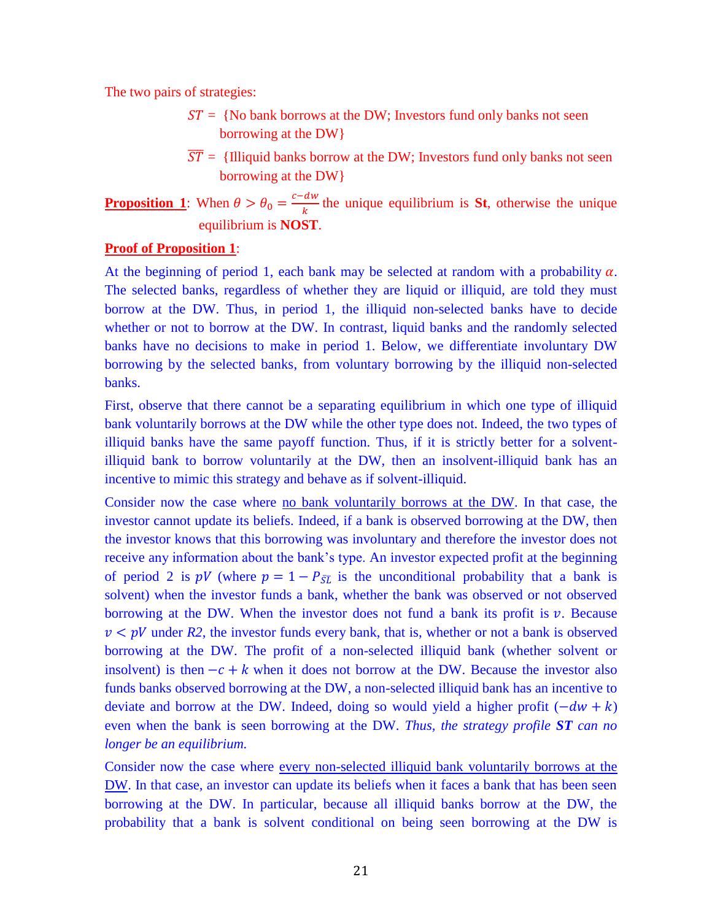The two pairs of strategies:

$ST$ = {No bank borrows at the DW; Investors fund only banks not seen borrowing at the DW}

$\overline{ST}$ = {Illiquid banks borrow at the DW; Investors fund only banks not seen borrowing at the DW}

**Proposition 1**: When $\theta > \theta_0 = \frac{c-dw}{k}$ the unique equilibrium is **St**, otherwise the unique equilibrium is **NOST**.

**Proof of Proposition 1**:

At the beginning of period 1, each bank may be selected at random with a probability $\alpha$. The selected banks, regardless of whether they are liquid or illiquid, are told they must borrow at the DW. Thus, in period 1, the illiquid non-selected banks have to decide whether or not to borrow at the DW. In contrast, liquid banks and the randomly selected banks have no decisions to make in period 1. Below, we differentiate involuntary DW borrowing by the selected banks, from voluntary borrowing by the illiquid non-selected banks.

First, observe that there cannot be a separating equilibrium in which one type of illiquid bank voluntarily borrows at the DW while the other type does not. Indeed, the two types of illiquid banks have the same payoff function. Thus, if it is strictly better for a solvent-illiquid bank to borrow voluntarily at the DW, then an insolvent-illiquid bank has an incentive to mimic this strategy and behave as if solvent-illiquid.

Consider now the case where no bank voluntarily borrows at the DW. In that case, the investor cannot update its beliefs. Indeed, if a bank is observed borrowing at the DW, then the investor knows that this borrowing was involuntary and therefore the investor does not receive any information about the bank's type. An investor expected profit at the beginning of period 2 is $pV$ (where $p = 1 - P_{\bar{S}L}$ is the unconditional probability that a bank is solvent) when the investor funds a bank, whether the bank was observed or not observed borrowing at the DW. When the investor does not fund a bank its profit is $v$. Because $v < pV$ under *R2*, the investor funds every bank, that is, whether or not a bank is observed borrowing at the DW. The profit of a non-selected illiquid bank (whether solvent or insolvent) is then $-c + k$ when it does not borrow at the DW. Because the investor also funds banks observed borrowing at the DW, a non-selected illiquid bank has an incentive to deviate and borrow at the DW. Indeed, doing so would yield a higher profit ($-dw + k$) even when the bank is seen borrowing at the DW. *Thus, the strategy profile **ST** can no longer be an equilibrium.*

Consider now the case where every non-selected illiquid bank voluntarily borrows at the DW. In that case, an investor can update its beliefs when it faces a bank that has been seen borrowing at the DW. In particular, because all illiquid banks borrow at the DW, the probability that a bank is solvent conditional on being seen borrowing at the DW is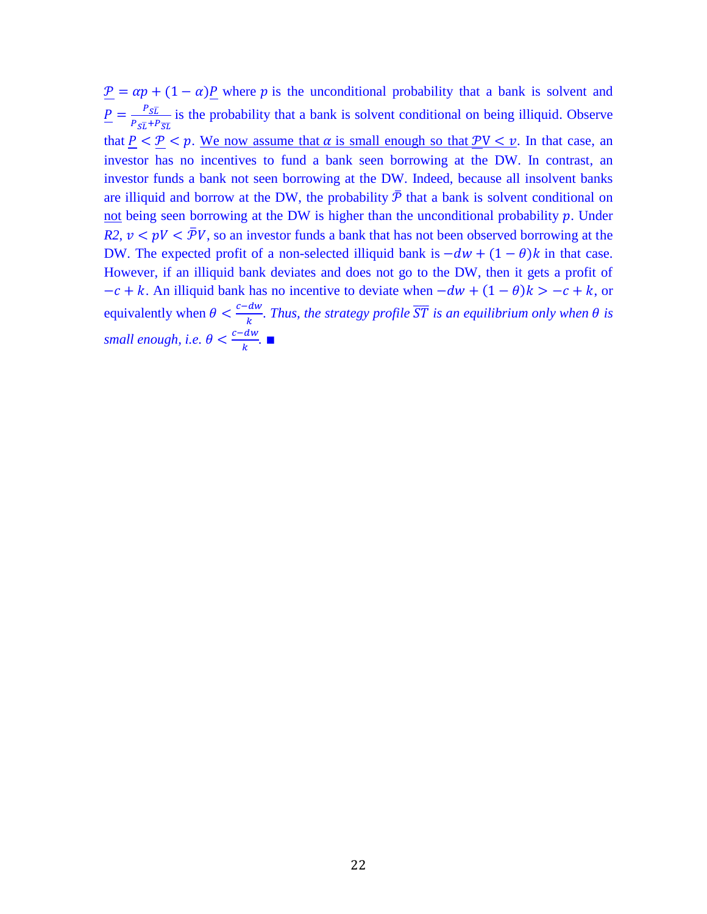$\underline{\mathcal{P}} = \alpha p + (1 - \alpha)\underline{P}$ where $p$ is the unconditional probability that a bank is solvent and $\underline{P} = \frac{P_{S\bar{L}}}{P_{S\bar{L}} + P_{\bar{S}\bar{L}}}$ is the probability that a bank is solvent conditional on being illiquid. Observe that $\underline{P} < \underline{\mathcal{P}} < p$. We now assume that $\alpha$ is small enough so that $\underline{\mathcal{P}}V < v$. In that case, an investor has no incentives to fund a bank seen borrowing at the DW. In contrast, an investor funds a bank not seen borrowing at the DW. Indeed, because all insolvent banks are illiquid and borrow at the DW, the probability $\bar{\mathcal{P}}$ that a bank is solvent conditional on not being seen borrowing at the DW is higher than the unconditional probability $p$. Under *R2*, $v < pV < \bar{\mathcal{P}}V$, so an investor funds a bank that has not been observed borrowing at the DW. The expected profit of a non-selected illiquid bank is $-dw + (1 - \theta)k$ in that case. However, if an illiquid bank deviates and does not go to the DW, then it gets a profit of $-c + k$. An illiquid bank has no incentive to deviate when $-dw + (1 - \theta)k > -c + k$, or equivalently when $\theta < \frac{c - dw}{k}$. *Thus, the strategy profile* $\overline{ST}$ *is an equilibrium only when* $\theta$ *is small enough, i.e.* $\theta < \frac{c - dw}{k}$. ■